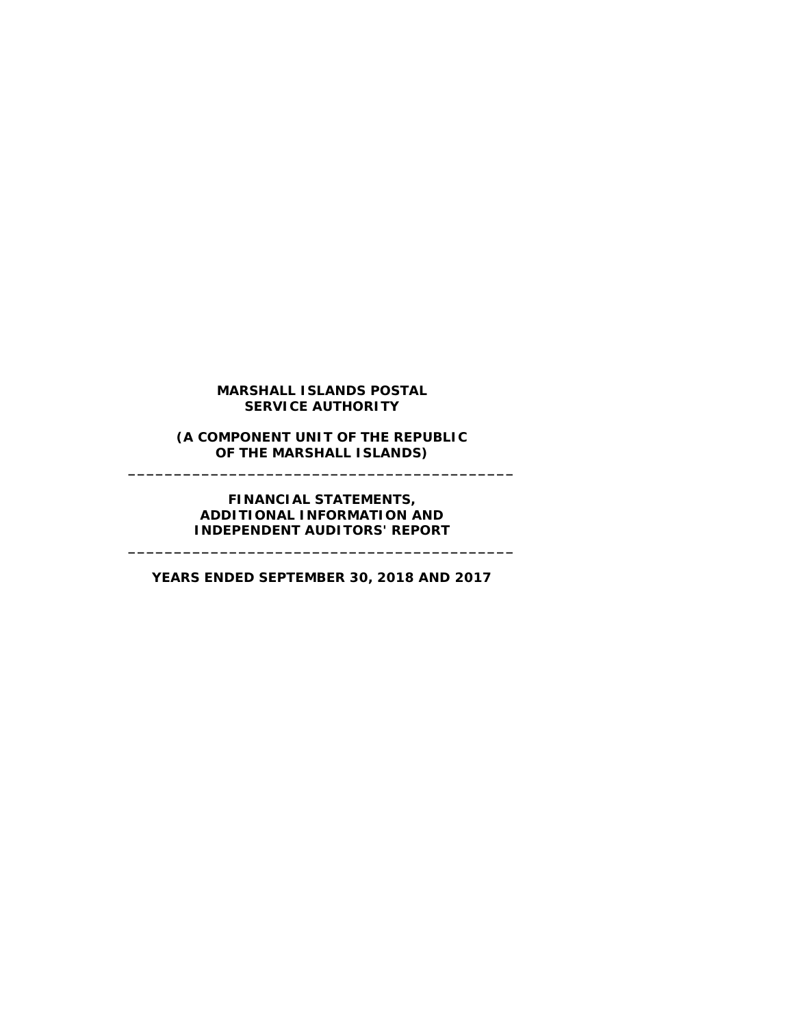**MARSHALL ISLANDS POSTAL SERVICE AUTHORITY**

**(A COMPONENT UNIT OF THE REPUBLIC OF THE MARSHALL ISLANDS)**

---

**FINANCIAL STATEMENTS, ADDITIONAL INFORMATION AND INDEPENDENT AUDITORS' REPORT**

---

**YEARS ENDED SEPTEMBER 30, 2018 AND 2017**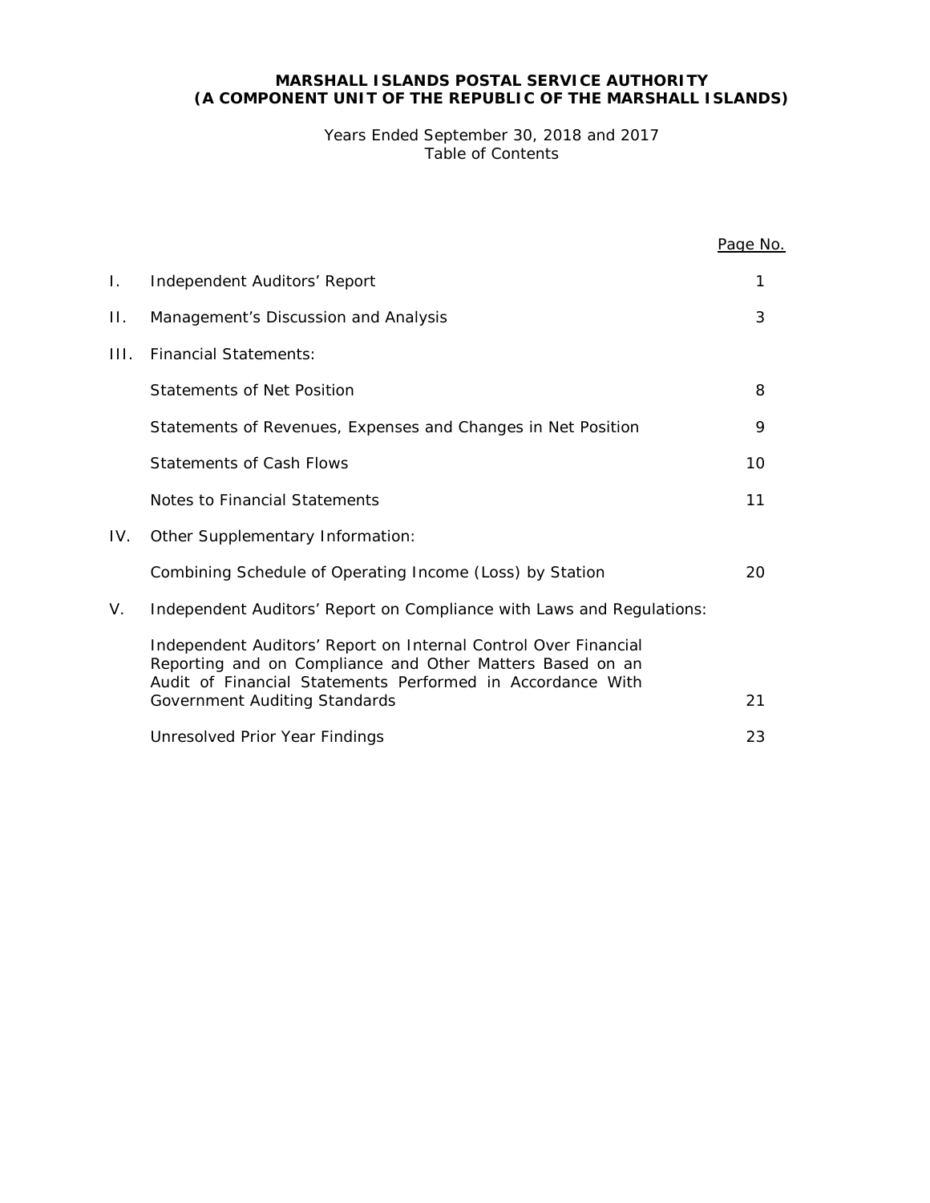**MARSHALL ISLANDS POSTAL SERVICE AUTHORITY**
**(A COMPONENT UNIT OF THE REPUBLIC OF THE MARSHALL ISLANDS)**

Years Ended September 30, 2018 and 2017
Table of Contents

| | | Page No. |
|---|---|---|
| I. | Independent Auditors' Report | 1 |
| II. | Management's Discussion and Analysis | 3 |
| III. | Financial Statements: | |
| | Statements of Net Position | 8 |
| | Statements of Revenues, Expenses and Changes in Net Position | 9 |
| | Statements of Cash Flows | 10 |
| | Notes to Financial Statements | 11 |
| IV. | Other Supplementary Information: | |
| | Combining Schedule of Operating Income (Loss) by Station | 20 |
| V. | Independent Auditors' Report on Compliance with Laws and Regulations: | |
| | Independent Auditors' Report on Internal Control Over Financial Reporting and on Compliance and Other Matters Based on an Audit of Financial Statements Performed in Accordance With Government Auditing Standards | 21 |
| | Unresolved Prior Year Findings | 23 |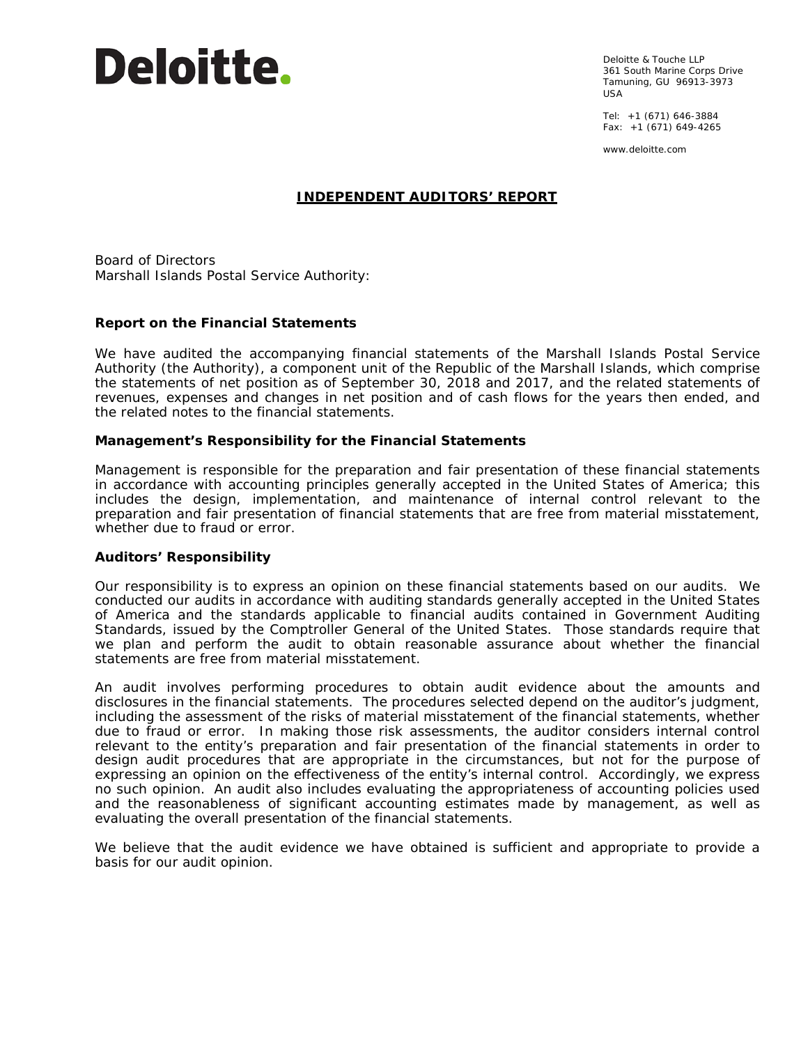Deloitte.

Deloitte & Touche LLP
361 South Marine Corps Drive
Tamuning, GU 96913-3973
USA

Tel: +1 (671) 646-3884
Fax: +1 (671) 649-4265

www.deloitte.com

# INDEPENDENT AUDITORS' REPORT

Board of Directors
Marshall Islands Postal Service Authority:

## Report on the Financial Statements

We have audited the accompanying financial statements of the Marshall Islands Postal Service Authority (the Authority), a component unit of the Republic of the Marshall Islands, which comprise the statements of net position as of September 30, 2018 and 2017, and the related statements of revenues, expenses and changes in net position and of cash flows for the years then ended, and the related notes to the financial statements.

## Management's Responsibility for the Financial Statements

Management is responsible for the preparation and fair presentation of these financial statements in accordance with accounting principles generally accepted in the United States of America; this includes the design, implementation, and maintenance of internal control relevant to the preparation and fair presentation of financial statements that are free from material misstatement, whether due to fraud or error.

## Auditors' Responsibility

Our responsibility is to express an opinion on these financial statements based on our audits. We conducted our audits in accordance with auditing standards generally accepted in the United States of America and the standards applicable to financial audits contained in Government Auditing Standards, issued by the Comptroller General of the United States. Those standards require that we plan and perform the audit to obtain reasonable assurance about whether the financial statements are free from material misstatement.

An audit involves performing procedures to obtain audit evidence about the amounts and disclosures in the financial statements. The procedures selected depend on the auditor's judgment, including the assessment of the risks of material misstatement of the financial statements, whether due to fraud or error. In making those risk assessments, the auditor considers internal control relevant to the entity's preparation and fair presentation of the financial statements in order to design audit procedures that are appropriate in the circumstances, but not for the purpose of expressing an opinion on the effectiveness of the entity's internal control. Accordingly, we express no such opinion. An audit also includes evaluating the appropriateness of accounting policies used and the reasonableness of significant accounting estimates made by management, as well as evaluating the overall presentation of the financial statements.

We believe that the audit evidence we have obtained is sufficient and appropriate to provide a basis for our audit opinion.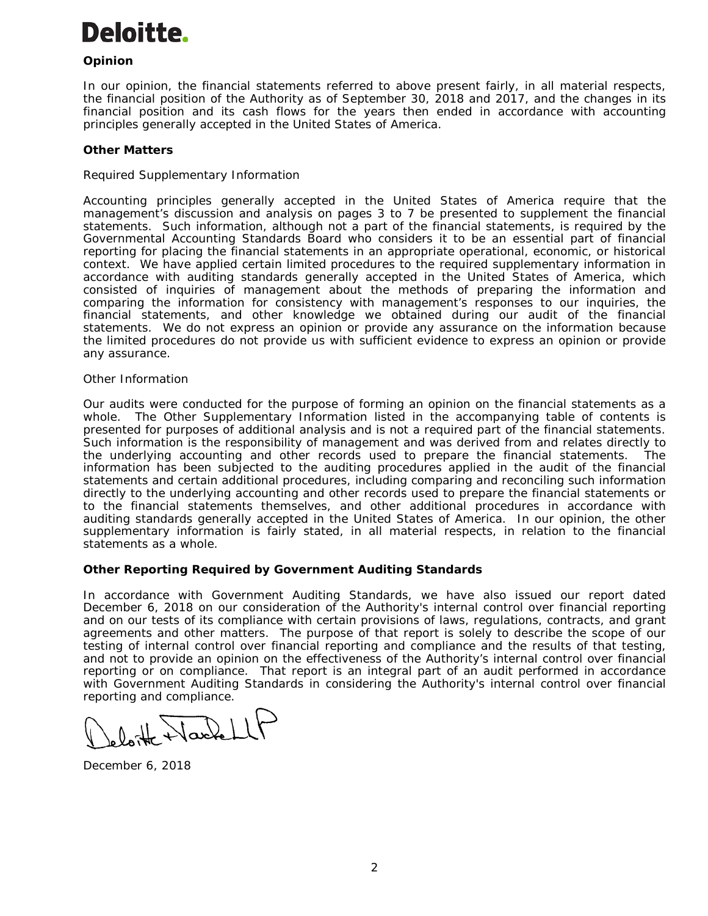**Opinion**

In our opinion, the financial statements referred to above present fairly, in all material respects, the financial position of the Authority as of September 30, 2018 and 2017, and the changes in its financial position and its cash flows for the years then ended in accordance with accounting principles generally accepted in the United States of America.

**Other Matters**

Required Supplementary Information

Accounting principles generally accepted in the United States of America require that the management's discussion and analysis on pages 3 to 7 be presented to supplement the financial statements. Such information, although not a part of the financial statements, is required by the Governmental Accounting Standards Board who considers it to be an essential part of financial reporting for placing the financial statements in an appropriate operational, economic, or historical context. We have applied certain limited procedures to the required supplementary information in accordance with auditing standards generally accepted in the United States of America, which consisted of inquiries of management about the methods of preparing the information and comparing the information for consistency with management's responses to our inquiries, the financial statements, and other knowledge we obtained during our audit of the financial statements. We do not express an opinion or provide any assurance on the information because the limited procedures do not provide us with sufficient evidence to express an opinion or provide any assurance.

Other Information

Our audits were conducted for the purpose of forming an opinion on the financial statements as a whole. The Other Supplementary Information listed in the accompanying table of contents is presented for purposes of additional analysis and is not a required part of the financial statements. Such information is the responsibility of management and was derived from and relates directly to the underlying accounting and other records used to prepare the financial statements. The information has been subjected to the auditing procedures applied in the audit of the financial statements and certain additional procedures, including comparing and reconciling such information directly to the underlying accounting and other records used to prepare the financial statements or to the financial statements themselves, and other additional procedures in accordance with auditing standards generally accepted in the United States of America. In our opinion, the other supplementary information is fairly stated, in all material respects, in relation to the financial statements as a whole.

**Other Reporting Required by Government Auditing Standards**

In accordance with Government Auditing Standards, we have also issued our report dated December 6, 2018 on our consideration of the Authority's internal control over financial reporting and on our tests of its compliance with certain provisions of laws, regulations, contracts, and grant agreements and other matters. The purpose of that report is solely to describe the scope of our testing of internal control over financial reporting and compliance and the results of that testing, and not to provide an opinion on the effectiveness of the Authority's internal control over financial reporting or on compliance. That report is an integral part of an audit performed in accordance with Government Auditing Standards in considering the Authority's internal control over financial reporting and compliance.

Deloitte & Touche LLP

December 6, 2018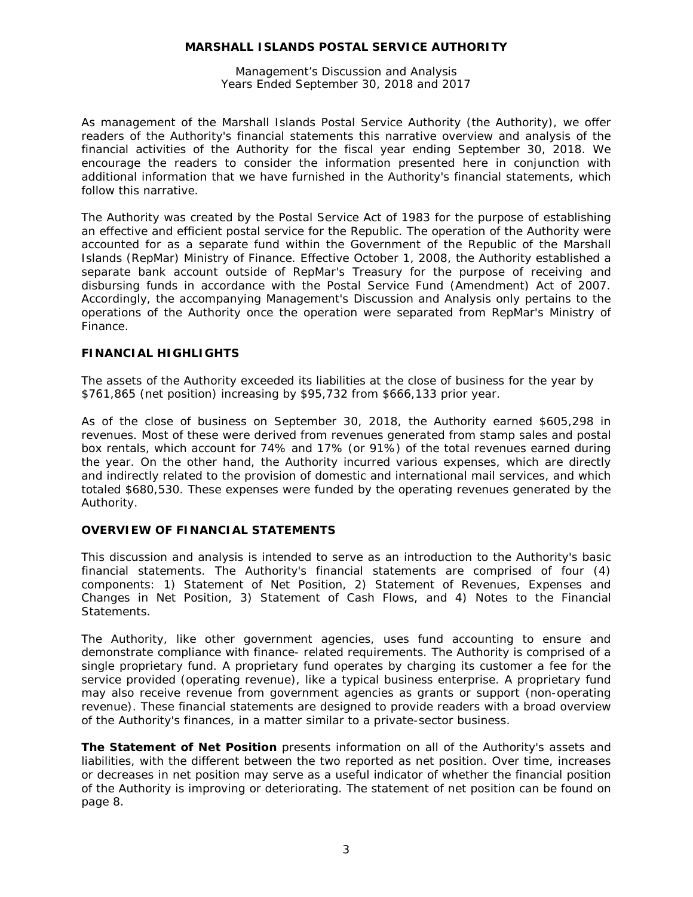**MARSHALL ISLANDS POSTAL SERVICE AUTHORITY**

Management's Discussion and Analysis
Years Ended September 30, 2018 and 2017

As management of the Marshall Islands Postal Service Authority (the Authority), we offer readers of the Authority's financial statements this narrative overview and analysis of the financial activities of the Authority for the fiscal year ending September 30, 2018. We encourage the readers to consider the information presented here in conjunction with additional information that we have furnished in the Authority's financial statements, which follow this narrative.

The Authority was created by the Postal Service Act of 1983 for the purpose of establishing an effective and efficient postal service for the Republic. The operation of the Authority were accounted for as a separate fund within the Government of the Republic of the Marshall Islands (RepMar) Ministry of Finance. Effective October 1, 2008, the Authority established a separate bank account outside of RepMar's Treasury for the purpose of receiving and disbursing funds in accordance with the Postal Service Fund (Amendment) Act of 2007. Accordingly, the accompanying Management's Discussion and Analysis only pertains to the operations of the Authority once the operation were separated from RepMar's Ministry of Finance.

## FINANCIAL HIGHLIGHTS

The assets of the Authority exceeded its liabilities at the close of business for the year by \$761,865 (net position) increasing by \$95,732 from \$666,133 prior year.

As of the close of business on September 30, 2018, the Authority earned \$605,298 in revenues. Most of these were derived from revenues generated from stamp sales and postal box rentals, which account for 74% and 17% (or 91%) of the total revenues earned during the year. On the other hand, the Authority incurred various expenses, which are directly and indirectly related to the provision of domestic and international mail services, and which totaled \$680,530. These expenses were funded by the operating revenues generated by the Authority.

## OVERVIEW OF FINANCIAL STATEMENTS

This discussion and analysis is intended to serve as an introduction to the Authority's basic financial statements. The Authority's financial statements are comprised of four (4) components: 1) Statement of Net Position, 2) Statement of Revenues, Expenses and Changes in Net Position, 3) Statement of Cash Flows, and 4) Notes to the Financial Statements.

The Authority, like other government agencies, uses fund accounting to ensure and demonstrate compliance with finance- related requirements. The Authority is comprised of a single proprietary fund. A proprietary fund operates by charging its customer a fee for the service provided (operating revenue), like a typical business enterprise. A proprietary fund may also receive revenue from government agencies as grants or support (non-operating revenue). These financial statements are designed to provide readers with a broad overview of the Authority's finances, in a matter similar to a private-sector business.

**The Statement of Net Position** presents information on all of the Authority's assets and liabilities, with the different between the two reported as net position. Over time, increases or decreases in net position may serve as a useful indicator of whether the financial position of the Authority is improving or deteriorating. The statement of net position can be found on page 8.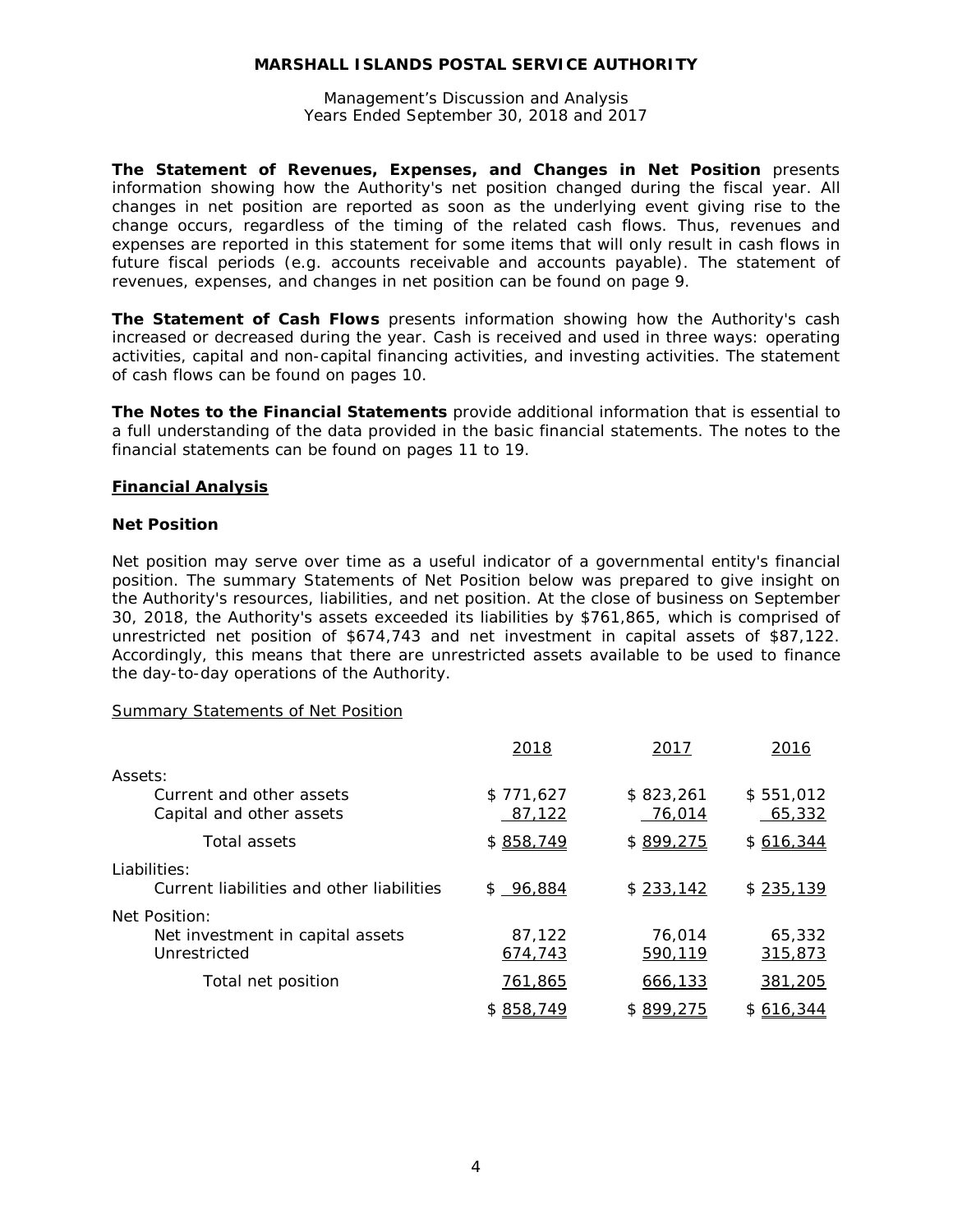**The Statement of Revenues, Expenses, and Changes in Net Position** presents information showing how the Authority's net position changed during the fiscal year. All changes in net position are reported as soon as the underlying event giving rise to the change occurs, regardless of the timing of the related cash flows. Thus, revenues and expenses are reported in this statement for some items that will only result in cash flows in future fiscal periods (e.g. accounts receivable and accounts payable). The statement of revenues, expenses, and changes in net position can be found on page 9.

**The Statement of Cash Flows** presents information showing how the Authority's cash increased or decreased during the year. Cash is received and used in three ways: operating activities, capital and non-capital financing activities, and investing activities. The statement of cash flows can be found on pages 10.

**The Notes to the Financial Statements** provide additional information that is essential to a full understanding of the data provided in the basic financial statements. The notes to the financial statements can be found on pages 11 to 19.

## Financial Analysis

### Net Position

Net position may serve over time as a useful indicator of a governmental entity's financial position. The summary Statements of Net Position below was prepared to give insight on the Authority's resources, liabilities, and net position. At the close of business on September 30, 2018, the Authority's assets exceeded its liabilities by $761,865, which is comprised of unrestricted net position of $674,743 and net investment in capital assets of $87,122. Accordingly, this means that there are unrestricted assets available to be used to finance the day-to-day operations of the Authority.

Summary Statements of Net Position

| | 2018 | 2017 | 2016 |
|---|---|---|---|
| Assets: | | | |
| Current and other assets | $ 771,627 | $ 823,261 | $ 551,012 |
| Capital and other assets | 87,122 | 76,014 | 65,332 |
| Total assets | $ 858,749 | $ 899,275 | $ 616,344 |
| Liabilities: | | | |
| Current liabilities and other liabilities | $ 96,884 | $ 233,142 | $ 235,139 |
| Net Position: | | | |
| Net investment in capital assets | 87,122 | 76,014 | 65,332 |
| Unrestricted | 674,743 | 590,119 | 315,873 |
| Total net position | 761,865 | 666,133 | 381,205 |
| | $ 858,749 | $ 899,275 | $ 616,344 |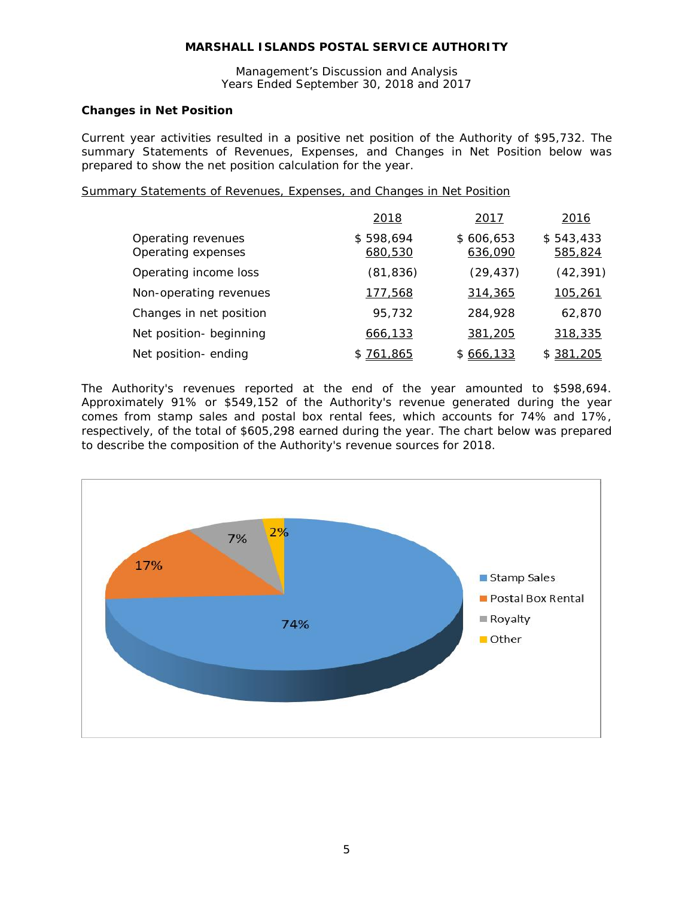**MARSHALL ISLANDS POSTAL SERVICE AUTHORITY**

Management's Discussion and Analysis
Years Ended September 30, 2018 and 2017

### Changes in Net Position

Current year activities resulted in a positive net position of the Authority of $95,732. The summary Statements of Revenues, Expenses, and Changes in Net Position below was prepared to show the net position calculation for the year.

Summary Statements of Revenues, Expenses, and Changes in Net Position

| | 2018 | 2017 | 2016 |
|---|---|---|---|
| Operating revenues | $ 598,694 | $ 606,653 | $ 543,433 |
| Operating expenses | 680,530 | 636,090 | 585,824 |
| Operating income loss | (81,836) | (29,437) | (42,391) |
| Non-operating revenues | 177,568 | 314,365 | 105,261 |
| Changes in net position | 95,732 | 284,928 | 62,870 |
| Net position- beginning | 666,133 | 381,205 | 318,335 |
| Net position- ending | $ 761,865 | $ 666,133 | $ 381,205 |

The Authority's revenues reported at the end of the year amounted to $598,694. Approximately 91% or $549,152 of the Authority's revenue generated during the year comes from stamp sales and postal box rental fees, which accounts for 74% and 17%, respectively, of the total of $605,298 earned during the year. The chart below was prepared to describe the composition of the Authority's revenue sources for 2018.

74%
17%
7%
2%

Stamp Sales
Postal Box Rental
Royalty
Other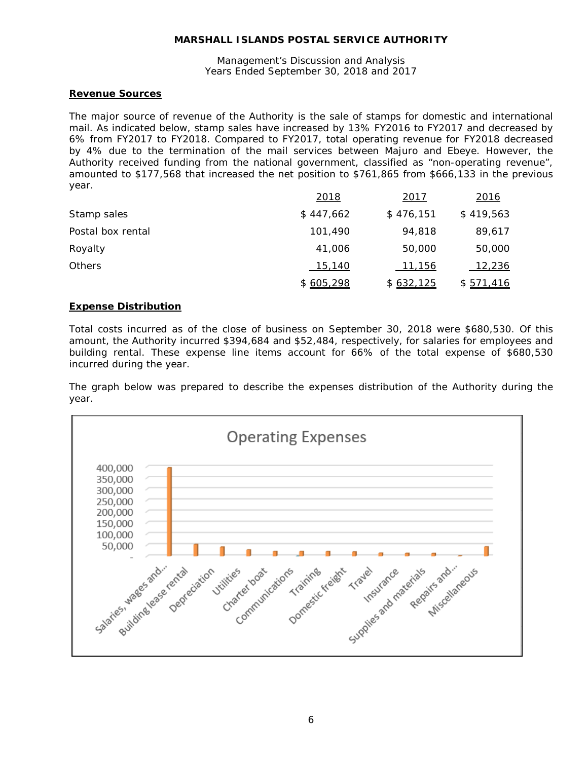**MARSHALL ISLANDS POSTAL SERVICE AUTHORITY**

Management's Discussion and Analysis
Years Ended September 30, 2018 and 2017

**Revenue Sources**

The major source of revenue of the Authority is the sale of stamps for domestic and international mail. As indicated below, stamp sales have increased by 13% FY2016 to FY2017 and decreased by 6% from FY2017 to FY2018. Compared to FY2017, total operating revenue for FY2018 decreased by 4% due to the termination of the mail services between Majuro and Ebeye. However, the Authority received funding from the national government, classified as "non-operating revenue", amounted to $177,568 that increased the net position to $761,865 from $666,133 in the previous year.

| | 2018 | 2017 | 2016 |
|---|---|---|---|
| Stamp sales | $ 447,662 | $ 476,151 | $ 419,563 |
| Postal box rental | 101,490 | 94,818 | 89,617 |
| Royalty | 41,006 | 50,000 | 50,000 |
| Others | 15,140 | 11,156 | 12,236 |
| | $ 605,298 | $ 632,125 | $ 571,416 |

**Expense Distribution**

Total costs incurred as of the close of business on September 30, 2018 were $680,530. Of this amount, the Authority incurred $394,684 and $52,484, respectively, for salaries for employees and building rental. These expense line items account for 66% of the total expense of $680,530 incurred during the year.

The graph below was prepared to describe the expenses distribution of the Authority during the year.

Operating Expenses

400,000
350,000
300,000
250,000
200,000
150,000
100,000
50,000
-

Salaries, wages and...
Building lease rental
Depreciation
Utilities
Charter boat
Communications
Training
Domestic freight
Travel
Insurance
Supplies and materials
Repairs and...
Miscellaneous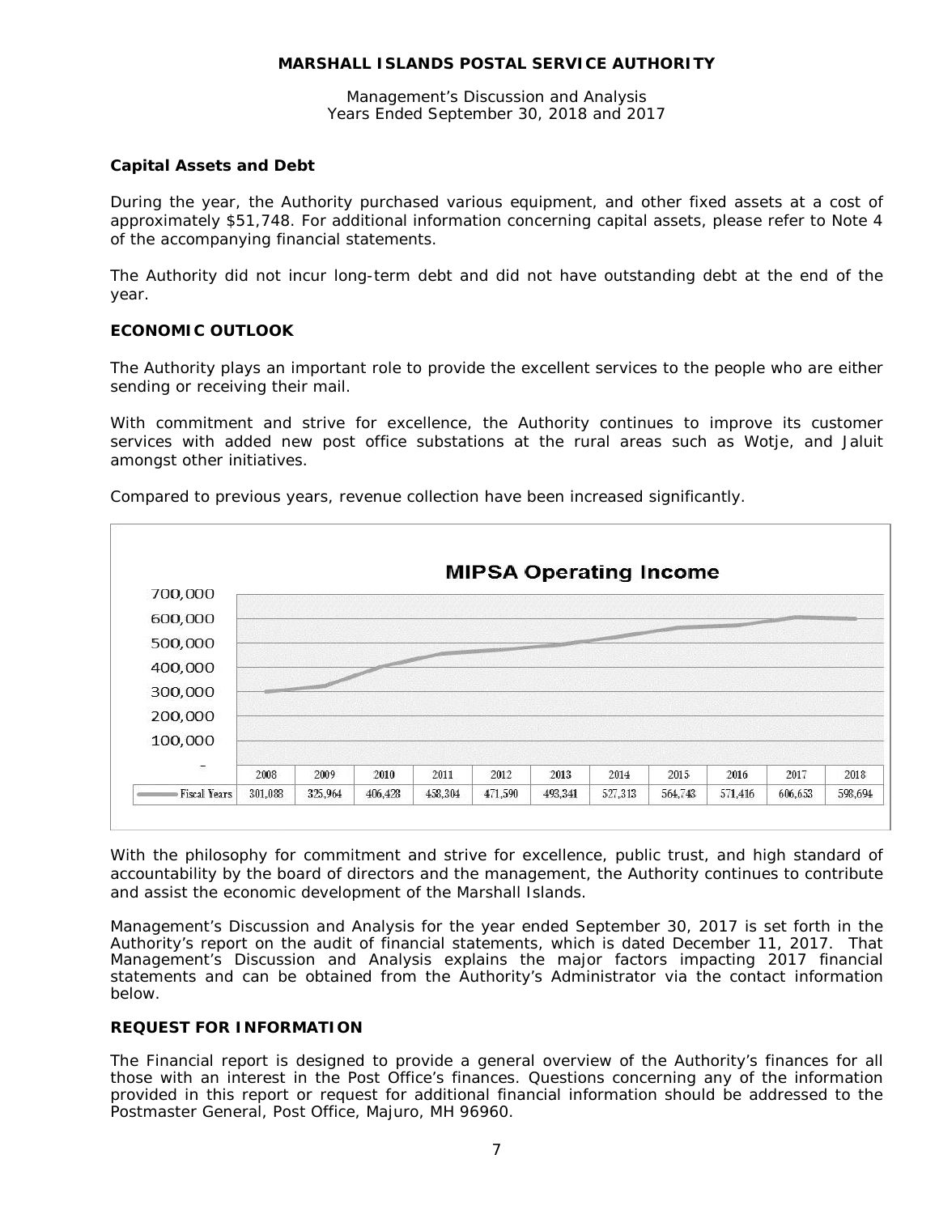### Capital Assets and Debt

During the year, the Authority purchased various equipment, and other fixed assets at a cost of approximately $51,748. For additional information concerning capital assets, please refer to Note 4 of the accompanying financial statements.

The Authority did not incur long-term debt and did not have outstanding debt at the end of the year.

### ECONOMIC OUTLOOK

The Authority plays an important role to provide the excellent services to the people who are either sending or receiving their mail.

With commitment and strive for excellence, the Authority continues to improve its customer services with added new post office substations at the rural areas such as Wotje, and Jaluit amongst other initiatives.

Compared to previous years, revenue collection have been increased significantly.

MIPSA Operating Income

700,000
600,000
500,000
400,000
300,000
200,000
100,000
-

2008 2009 2010 2011 2012 2013 2014 2015 2016 2017 2018

Fiscal Years 301,088 325,964 406,428 458,304 471,590 493,341 527,313 564,743 571,416 606,653 598,694

With the philosophy for commitment and strive for excellence, public trust, and high standard of accountability by the board of directors and the management, the Authority continues to contribute and assist the economic development of the Marshall Islands.

Management's Discussion and Analysis for the year ended September 30, 2017 is set forth in the Authority's report on the audit of financial statements, which is dated December 11, 2017. That Management's Discussion and Analysis explains the major factors impacting 2017 financial statements and can be obtained from the Authority's Administrator via the contact information below.

### REQUEST FOR INFORMATION

The Financial report is designed to provide a general overview of the Authority's finances for all those with an interest in the Post Office's finances. Questions concerning any of the information provided in this report or request for additional financial information should be addressed to the Postmaster General, Post Office, Majuro, MH 96960.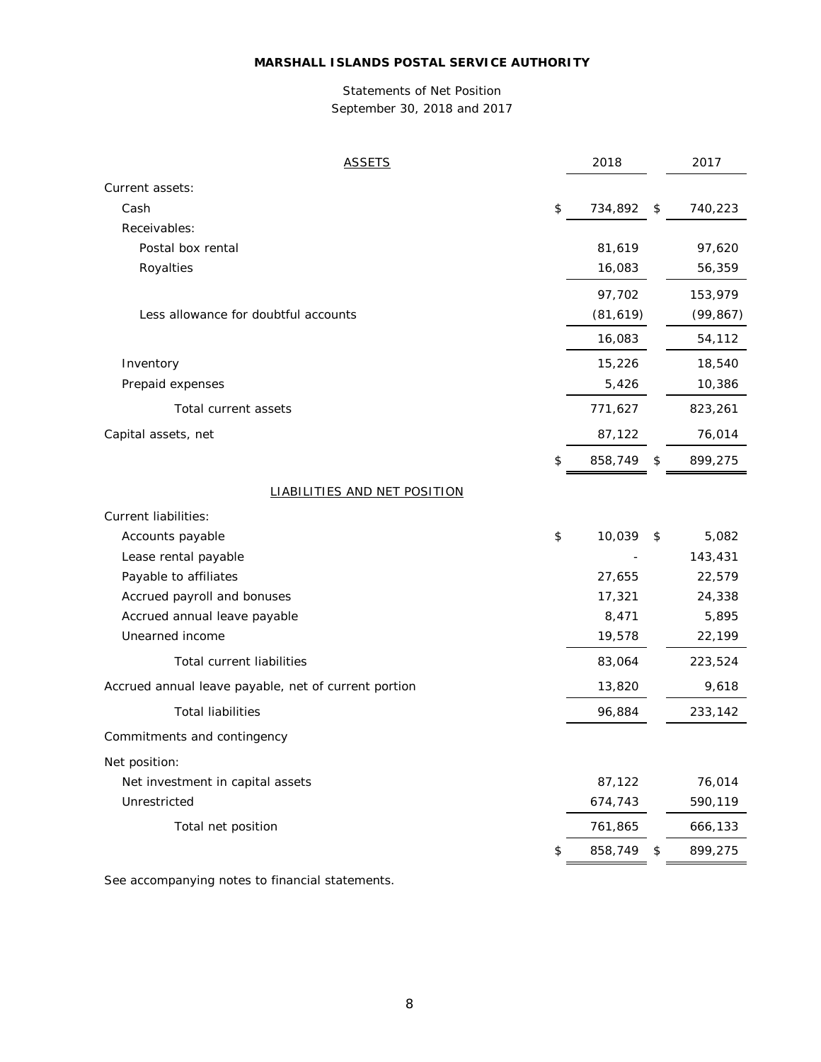**MARSHALL ISLANDS POSTAL SERVICE AUTHORITY**

Statements of Net Position
September 30, 2018 and 2017

| ASSETS | 2018 | 2017 |
|---|---|---|
| Current assets: | | |
| Cash | $ 734,892 | $ 740,223 |
| Receivables: | | |
| Postal box rental | 81,619 | 97,620 |
| Royalties | 16,083 | 56,359 |
| | 97,702 | 153,979 |
| Less allowance for doubtful accounts | (81,619) | (99,867) |
| | 16,083 | 54,112 |
| Inventory | 15,226 | 18,540 |
| Prepaid expenses | 5,426 | 10,386 |
| Total current assets | 771,627 | 823,261 |
| Capital assets, net | 87,122 | 76,014 |
| | $ 858,749 | $ 899,275 |
| LIABILITIES AND NET POSITION | | |
| Current liabilities: | | |
| Accounts payable | $ 10,039 | $ 5,082 |
| Lease rental payable | - | 143,431 |
| Payable to affiliates | 27,655 | 22,579 |
| Accrued payroll and bonuses | 17,321 | 24,338 |
| Accrued annual leave payable | 8,471 | 5,895 |
| Unearned income | 19,578 | 22,199 |
| Total current liabilities | 83,064 | 223,524 |
| Accrued annual leave payable, net of current portion | 13,820 | 9,618 |
| Total liabilities | 96,884 | 233,142 |
| Commitments and contingency | | |
| Net position: | | |
| Net investment in capital assets | 87,122 | 76,014 |
| Unrestricted | 674,743 | 590,119 |
| Total net position | 761,865 | 666,133 |
| | $ 858,749 | $ 899,275 |

See accompanying notes to financial statements.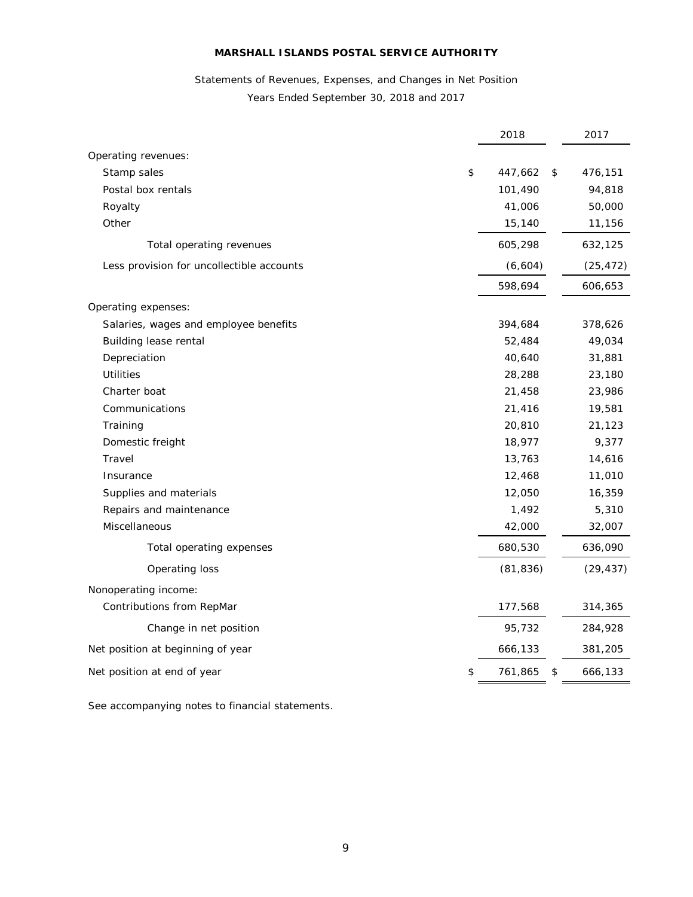**MARSHALL ISLANDS POSTAL SERVICE AUTHORITY**

Statements of Revenues, Expenses, and Changes in Net Position

Years Ended September 30, 2018 and 2017

| | 2018 | 2017 |
|---|---|---|
| Operating revenues: | | |
| Stamp sales | $ 447,662 | $ 476,151 |
| Postal box rentals | 101,490 | 94,818 |
| Royalty | 41,006 | 50,000 |
| Other | 15,140 | 11,156 |
| Total operating revenues | 605,298 | 632,125 |
| Less provision for uncollectible accounts | (6,604) | (25,472) |
| | 598,694 | 606,653 |
| Operating expenses: | | |
| Salaries, wages and employee benefits | 394,684 | 378,626 |
| Building lease rental | 52,484 | 49,034 |
| Depreciation | 40,640 | 31,881 |
| Utilities | 28,288 | 23,180 |
| Charter boat | 21,458 | 23,986 |
| Communications | 21,416 | 19,581 |
| Training | 20,810 | 21,123 |
| Domestic freight | 18,977 | 9,377 |
| Travel | 13,763 | 14,616 |
| Insurance | 12,468 | 11,010 |
| Supplies and materials | 12,050 | 16,359 |
| Repairs and maintenance | 1,492 | 5,310 |
| Miscellaneous | 42,000 | 32,007 |
| Total operating expenses | 680,530 | 636,090 |
| Operating loss | (81,836) | (29,437) |
| Nonoperating income: | | |
| Contributions from RepMar | 177,568 | 314,365 |
| Change in net position | 95,732 | 284,928 |
| Net position at beginning of year | 666,133 | 381,205 |
| Net position at end of year | $ 761,865 | $ 666,133 |

See accompanying notes to financial statements.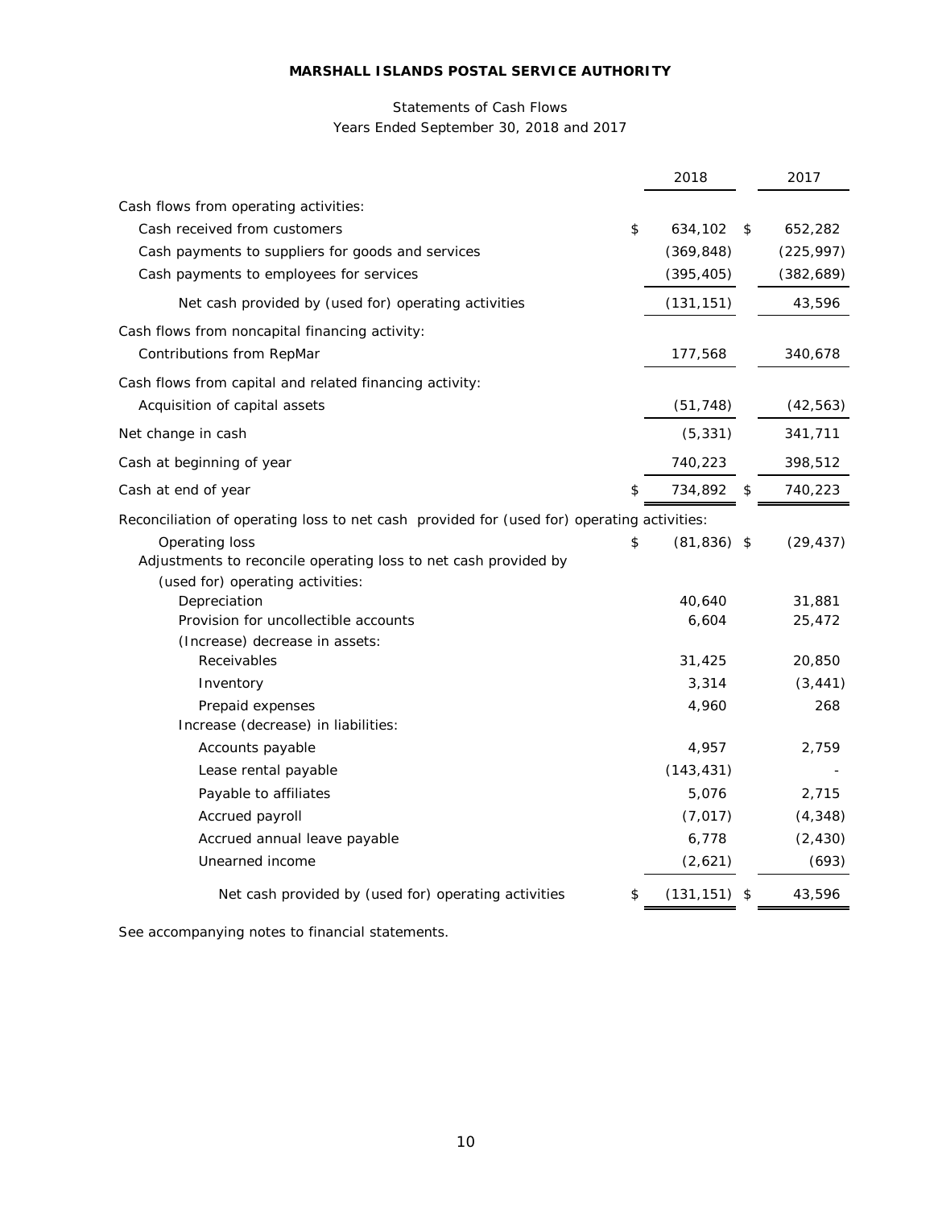**MARSHALL ISLANDS POSTAL SERVICE AUTHORITY**

Statements of Cash Flows
Years Ended September 30, 2018 and 2017

| | 2018 | 2017 |
|---|---|---|
| Cash flows from operating activities: | | |
| Cash received from customers | $ 634,102 | $ 652,282 |
| Cash payments to suppliers for goods and services | (369,848) | (225,997) |
| Cash payments to employees for services | (395,405) | (382,689) |
| Net cash provided by (used for) operating activities | (131,151) | 43,596 |
| Cash flows from noncapital financing activity: | | |
| Contributions from RepMar | 177,568 | 340,678 |
| Cash flows from capital and related financing activity: | | |
| Acquisition of capital assets | (51,748) | (42,563) |
| Net change in cash | (5,331) | 341,711 |
| Cash at beginning of year | 740,223 | 398,512 |
| Cash at end of year | $ 734,892 | $ 740,223 |
| Reconciliation of operating loss to net cash provided by (used for) operating activities: | | |
| Operating loss | $ (81,836) | $ (29,437) |
| Adjustments to reconcile operating loss to net cash provided by (used for) operating activities: | | |
| Depreciation | 40,640 | 31,881 |
| Provision for uncollectible accounts | 6,604 | 25,472 |
| (Increase) decrease in assets: | | |
| Receivables | 31,425 | 20,850 |
| Inventory | 3,314 | (3,441) |
| Prepaid expenses | 4,960 | 268 |
| Increase (decrease) in liabilities: | | |
| Accounts payable | 4,957 | 2,759 |
| Lease rental payable | (143,431) | - |
| Payable to affiliates | 5,076 | 2,715 |
| Accrued payroll | (7,017) | (4,348) |
| Accrued annual leave payable | 6,778 | (2,430) |
| Unearned income | (2,621) | (693) |
| Net cash provided by (used for) operating activities | $ (131,151) | $ 43,596 |

See accompanying notes to financial statements.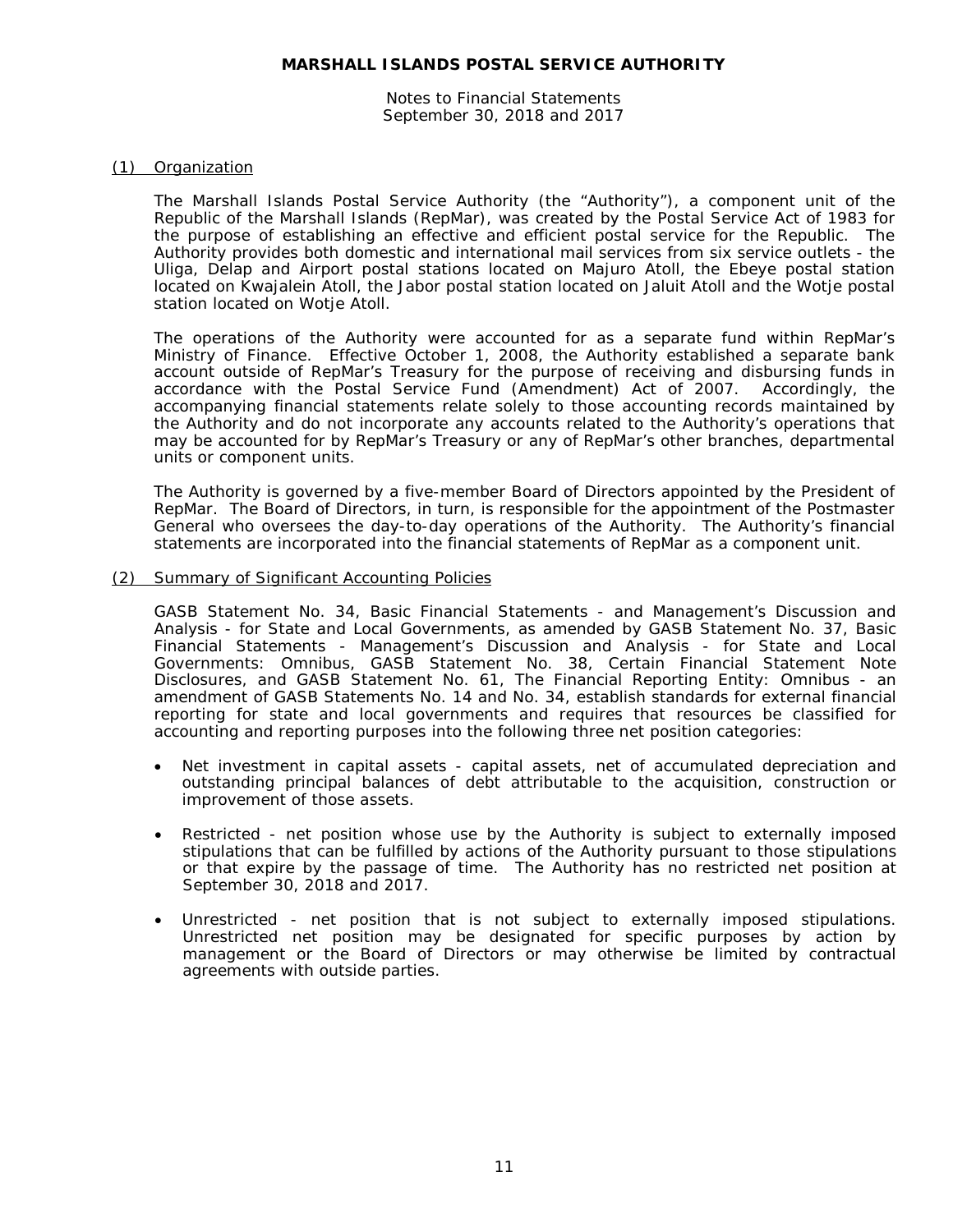**MARSHALL ISLANDS POSTAL SERVICE AUTHORITY**

Notes to Financial Statements
September 30, 2018 and 2017

## (1) Organization

The Marshall Islands Postal Service Authority (the "Authority"), a component unit of the Republic of the Marshall Islands (RepMar), was created by the Postal Service Act of 1983 for the purpose of establishing an effective and efficient postal service for the Republic. The Authority provides both domestic and international mail services from six service outlets - the Uliga, Delap and Airport postal stations located on Majuro Atoll, the Ebeye postal station located on Kwajalein Atoll, the Jabor postal station located on Jaluit Atoll and the Wotje postal station located on Wotje Atoll.

The operations of the Authority were accounted for as a separate fund within RepMar's Ministry of Finance. Effective October 1, 2008, the Authority established a separate bank account outside of RepMar's Treasury for the purpose of receiving and disbursing funds in accordance with the Postal Service Fund (Amendment) Act of 2007. Accordingly, the accompanying financial statements relate solely to those accounting records maintained by the Authority and do not incorporate any accounts related to the Authority's operations that may be accounted for by RepMar's Treasury or any of RepMar's other branches, departmental units or component units.

The Authority is governed by a five-member Board of Directors appointed by the President of RepMar. The Board of Directors, in turn, is responsible for the appointment of the Postmaster General who oversees the day-to-day operations of the Authority. The Authority's financial statements are incorporated into the financial statements of RepMar as a component unit.

## (2) Summary of Significant Accounting Policies

GASB Statement No. 34, Basic Financial Statements - and Management's Discussion and Analysis - for State and Local Governments, as amended by GASB Statement No. 37, Basic Financial Statements - Management's Discussion and Analysis - for State and Local Governments: Omnibus, GASB Statement No. 38, Certain Financial Statement Note Disclosures, and GASB Statement No. 61, The Financial Reporting Entity: Omnibus - an amendment of GASB Statements No. 14 and No. 34, establish standards for external financial reporting for state and local governments and requires that resources be classified for accounting and reporting purposes into the following three net position categories:

- Net investment in capital assets - capital assets, net of accumulated depreciation and outstanding principal balances of debt attributable to the acquisition, construction or improvement of those assets.

- Restricted - net position whose use by the Authority is subject to externally imposed stipulations that can be fulfilled by actions of the Authority pursuant to those stipulations or that expire by the passage of time. The Authority has no restricted net position at September 30, 2018 and 2017.

- Unrestricted - net position that is not subject to externally imposed stipulations. Unrestricted net position may be designated for specific purposes by action by management or the Board of Directors or may otherwise be limited by contractual agreements with outside parties.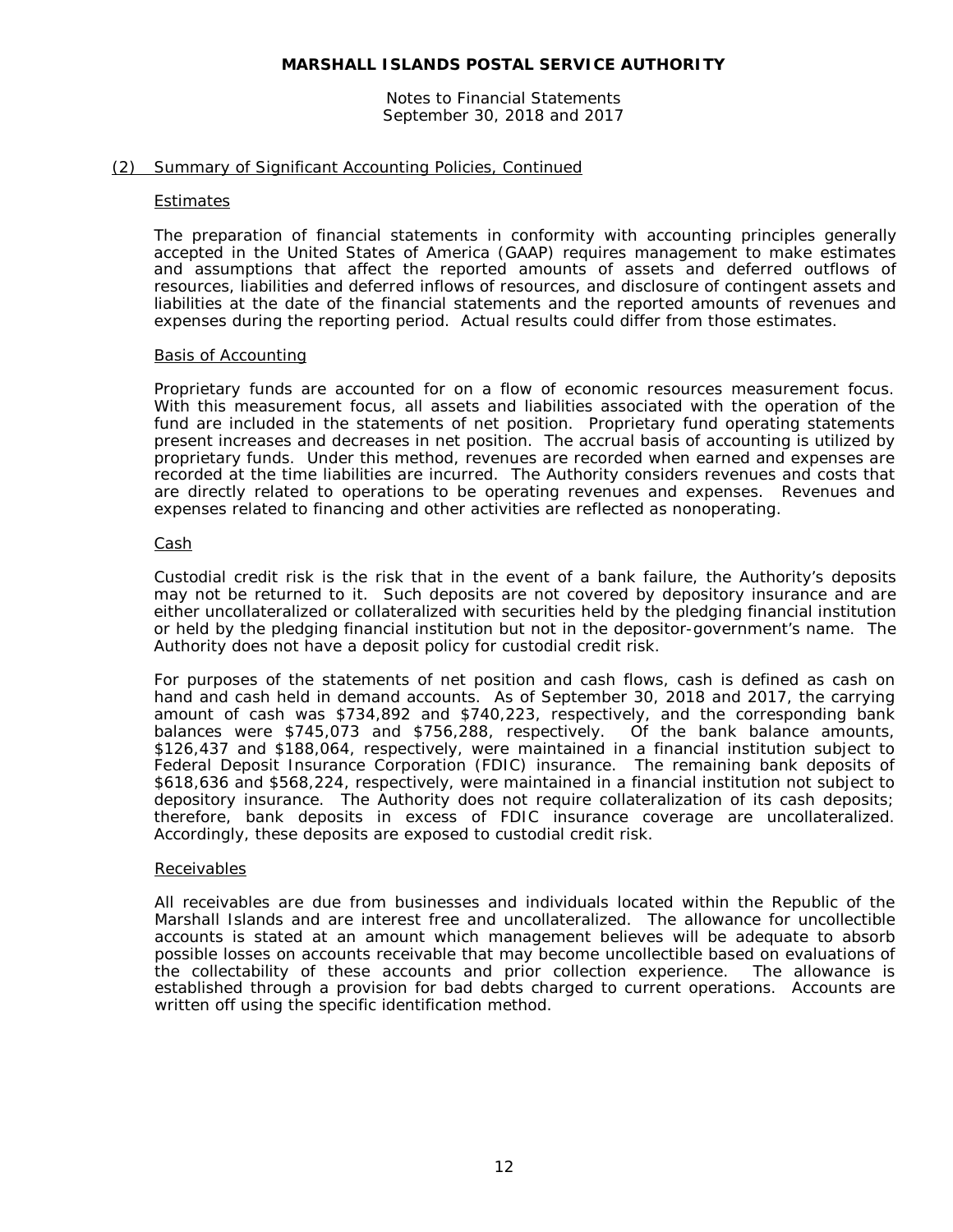## (2) Summary of Significant Accounting Policies, Continued

### Estimates

The preparation of financial statements in conformity with accounting principles generally accepted in the United States of America (GAAP) requires management to make estimates and assumptions that affect the reported amounts of assets and deferred outflows of resources, liabilities and deferred inflows of resources, and disclosure of contingent assets and liabilities at the date of the financial statements and the reported amounts of revenues and expenses during the reporting period. Actual results could differ from those estimates.

### Basis of Accounting

Proprietary funds are accounted for on a flow of economic resources measurement focus. With this measurement focus, all assets and liabilities associated with the operation of the fund are included in the statements of net position. Proprietary fund operating statements present increases and decreases in net position. The accrual basis of accounting is utilized by proprietary funds. Under this method, revenues are recorded when earned and expenses are recorded at the time liabilities are incurred. The Authority considers revenues and costs that are directly related to operations to be operating revenues and expenses. Revenues and expenses related to financing and other activities are reflected as nonoperating.

### Cash

Custodial credit risk is the risk that in the event of a bank failure, the Authority's deposits may not be returned to it. Such deposits are not covered by depository insurance and are either uncollateralized or collateralized with securities held by the pledging financial institution or held by the pledging financial institution but not in the depositor-government's name. The Authority does not have a deposit policy for custodial credit risk.

For purposes of the statements of net position and cash flows, cash is defined as cash on hand and cash held in demand accounts. As of September 30, 2018 and 2017, the carrying amount of cash was $734,892 and $740,223, respectively, and the corresponding bank balances were $745,073 and $756,288, respectively. Of the bank balance amounts, $126,437 and $188,064, respectively, were maintained in a financial institution subject to Federal Deposit Insurance Corporation (FDIC) insurance. The remaining bank deposits of $618,636 and $568,224, respectively, were maintained in a financial institution not subject to depository insurance. The Authority does not require collateralization of its cash deposits; therefore, bank deposits in excess of FDIC insurance coverage are uncollateralized. Accordingly, these deposits are exposed to custodial credit risk.

### Receivables

All receivables are due from businesses and individuals located within the Republic of the Marshall Islands and are interest free and uncollateralized. The allowance for uncollectible accounts is stated at an amount which management believes will be adequate to absorb possible losses on accounts receivable that may become uncollectible based on evaluations of the collectability of these accounts and prior collection experience. The allowance is established through a provision for bad debts charged to current operations. Accounts are written off using the specific identification method.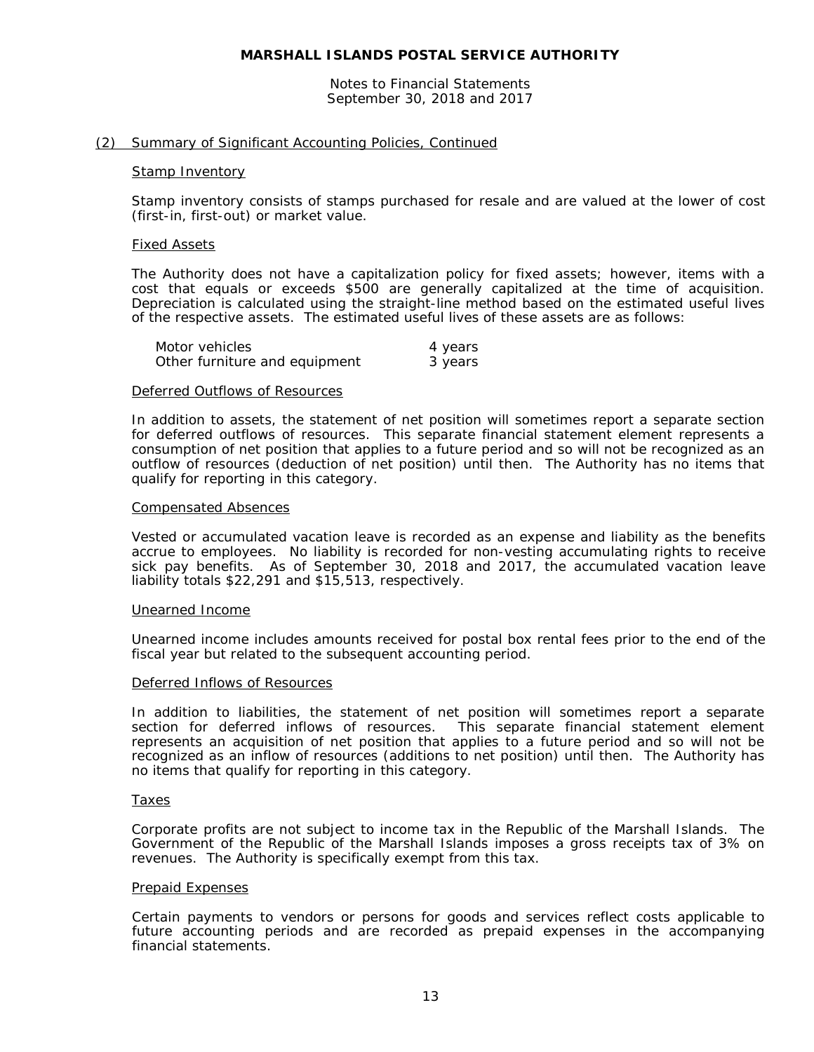## (2) Summary of Significant Accounting Policies, Continued

### Stamp Inventory

Stamp inventory consists of stamps purchased for resale and are valued at the lower of cost (first-in, first-out) or market value.

### Fixed Assets

The Authority does not have a capitalization policy for fixed assets; however, items with a cost that equals or exceeds $500 are generally capitalized at the time of acquisition. Depreciation is calculated using the straight-line method based on the estimated useful lives of the respective assets. The estimated useful lives of these assets are as follows:

| | |
|---|---|
| Motor vehicles | 4 years |
| Other furniture and equipment | 3 years |

### Deferred Outflows of Resources

In addition to assets, the statement of net position will sometimes report a separate section for deferred outflows of resources. This separate financial statement element represents a consumption of net position that applies to a future period and so will not be recognized as an outflow of resources (deduction of net position) until then. The Authority has no items that qualify for reporting in this category.

### Compensated Absences

Vested or accumulated vacation leave is recorded as an expense and liability as the benefits accrue to employees. No liability is recorded for non-vesting accumulating rights to receive sick pay benefits. As of September 30, 2018 and 2017, the accumulated vacation leave liability totals $22,291 and $15,513, respectively.

### Unearned Income

Unearned income includes amounts received for postal box rental fees prior to the end of the fiscal year but related to the subsequent accounting period.

### Deferred Inflows of Resources

In addition to liabilities, the statement of net position will sometimes report a separate section for deferred inflows of resources. This separate financial statement element represents an acquisition of net position that applies to a future period and so will not be recognized as an inflow of resources (additions to net position) until then. The Authority has no items that qualify for reporting in this category.

### Taxes

Corporate profits are not subject to income tax in the Republic of the Marshall Islands. The Government of the Republic of the Marshall Islands imposes a gross receipts tax of 3% on revenues. The Authority is specifically exempt from this tax.

### Prepaid Expenses

Certain payments to vendors or persons for goods and services reflect costs applicable to future accounting periods and are recorded as prepaid expenses in the accompanying financial statements.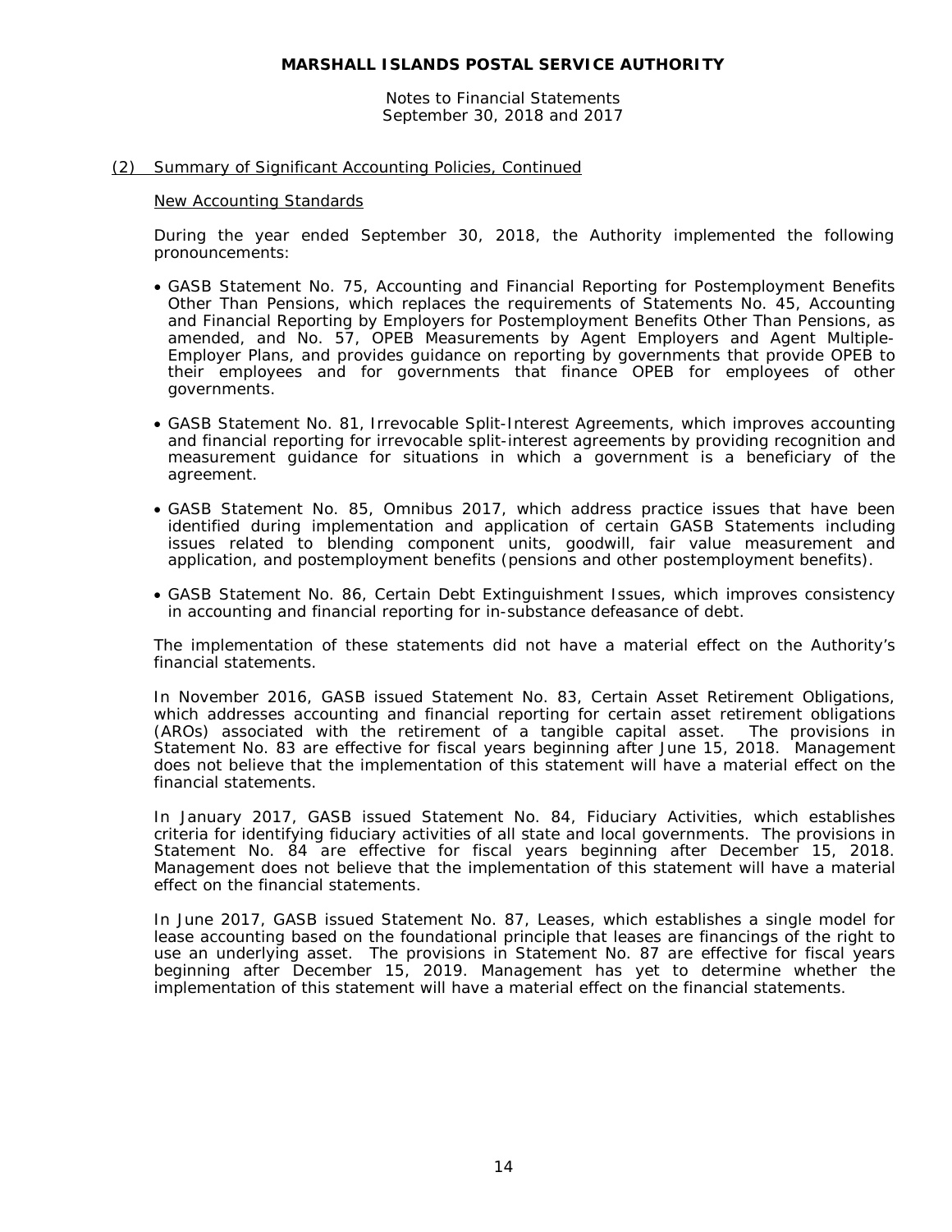**MARSHALL ISLANDS POSTAL SERVICE AUTHORITY**

Notes to Financial Statements
September 30, 2018 and 2017

(2) Summary of Significant Accounting Policies, Continued

New Accounting Standards

During the year ended September 30, 2018, the Authority implemented the following pronouncements:

- GASB Statement No. 75, Accounting and Financial Reporting for Postemployment Benefits Other Than Pensions, which replaces the requirements of Statements No. 45, Accounting and Financial Reporting by Employers for Postemployment Benefits Other Than Pensions, as amended, and No. 57, OPEB Measurements by Agent Employers and Agent Multiple-Employer Plans, and provides guidance on reporting by governments that provide OPEB to their employees and for governments that finance OPEB for employees of other governments.

- GASB Statement No. 81, Irrevocable Split-Interest Agreements, which improves accounting and financial reporting for irrevocable split-interest agreements by providing recognition and measurement guidance for situations in which a government is a beneficiary of the agreement.

- GASB Statement No. 85, Omnibus 2017, which address practice issues that have been identified during implementation and application of certain GASB Statements including issues related to blending component units, goodwill, fair value measurement and application, and postemployment benefits (pensions and other postemployment benefits).

- GASB Statement No. 86, Certain Debt Extinguishment Issues, which improves consistency in accounting and financial reporting for in-substance defeasance of debt.

The implementation of these statements did not have a material effect on the Authority's financial statements.

In November 2016, GASB issued Statement No. 83, Certain Asset Retirement Obligations, which addresses accounting and financial reporting for certain asset retirement obligations (AROs) associated with the retirement of a tangible capital asset. The provisions in Statement No. 83 are effective for fiscal years beginning after June 15, 2018. Management does not believe that the implementation of this statement will have a material effect on the financial statements.

In January 2017, GASB issued Statement No. 84, Fiduciary Activities, which establishes criteria for identifying fiduciary activities of all state and local governments. The provisions in Statement No. 84 are effective for fiscal years beginning after December 15, 2018. Management does not believe that the implementation of this statement will have a material effect on the financial statements.

In June 2017, GASB issued Statement No. 87, Leases, which establishes a single model for lease accounting based on the foundational principle that leases are financings of the right to use an underlying asset. The provisions in Statement No. 87 are effective for fiscal years beginning after December 15, 2019. Management has yet to determine whether the implementation of this statement will have a material effect on the financial statements.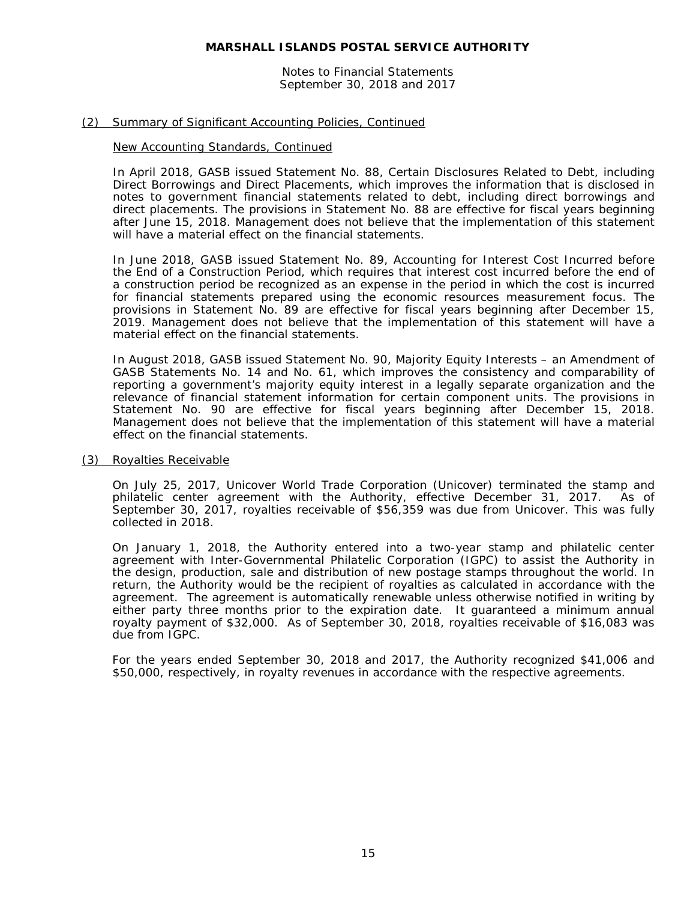## (2) Summary of Significant Accounting Policies, Continued

### New Accounting Standards, Continued

In April 2018, GASB issued Statement No. 88, Certain Disclosures Related to Debt, including Direct Borrowings and Direct Placements, which improves the information that is disclosed in notes to government financial statements related to debt, including direct borrowings and direct placements. The provisions in Statement No. 88 are effective for fiscal years beginning after June 15, 2018. Management does not believe that the implementation of this statement will have a material effect on the financial statements.

In June 2018, GASB issued Statement No. 89, Accounting for Interest Cost Incurred before the End of a Construction Period, which requires that interest cost incurred before the end of a construction period be recognized as an expense in the period in which the cost is incurred for financial statements prepared using the economic resources measurement focus. The provisions in Statement No. 89 are effective for fiscal years beginning after December 15, 2019. Management does not believe that the implementation of this statement will have a material effect on the financial statements.

In August 2018, GASB issued Statement No. 90, Majority Equity Interests – an Amendment of GASB Statements No. 14 and No. 61, which improves the consistency and comparability of reporting a government's majority equity interest in a legally separate organization and the relevance of financial statement information for certain component units. The provisions in Statement No. 90 are effective for fiscal years beginning after December 15, 2018. Management does not believe that the implementation of this statement will have a material effect on the financial statements.

## (3) Royalties Receivable

On July 25, 2017, Unicover World Trade Corporation (Unicover) terminated the stamp and philatelic center agreement with the Authority, effective December 31, 2017. As of September 30, 2017, royalties receivable of $56,359 was due from Unicover. This was fully collected in 2018.

On January 1, 2018, the Authority entered into a two-year stamp and philatelic center agreement with Inter-Governmental Philatelic Corporation (IGPC) to assist the Authority in the design, production, sale and distribution of new postage stamps throughout the world. In return, the Authority would be the recipient of royalties as calculated in accordance with the agreement. The agreement is automatically renewable unless otherwise notified in writing by either party three months prior to the expiration date. It guaranteed a minimum annual royalty payment of $32,000. As of September 30, 2018, royalties receivable of $16,083 was due from IGPC.

For the years ended September 30, 2018 and 2017, the Authority recognized $41,006 and $50,000, respectively, in royalty revenues in accordance with the respective agreements.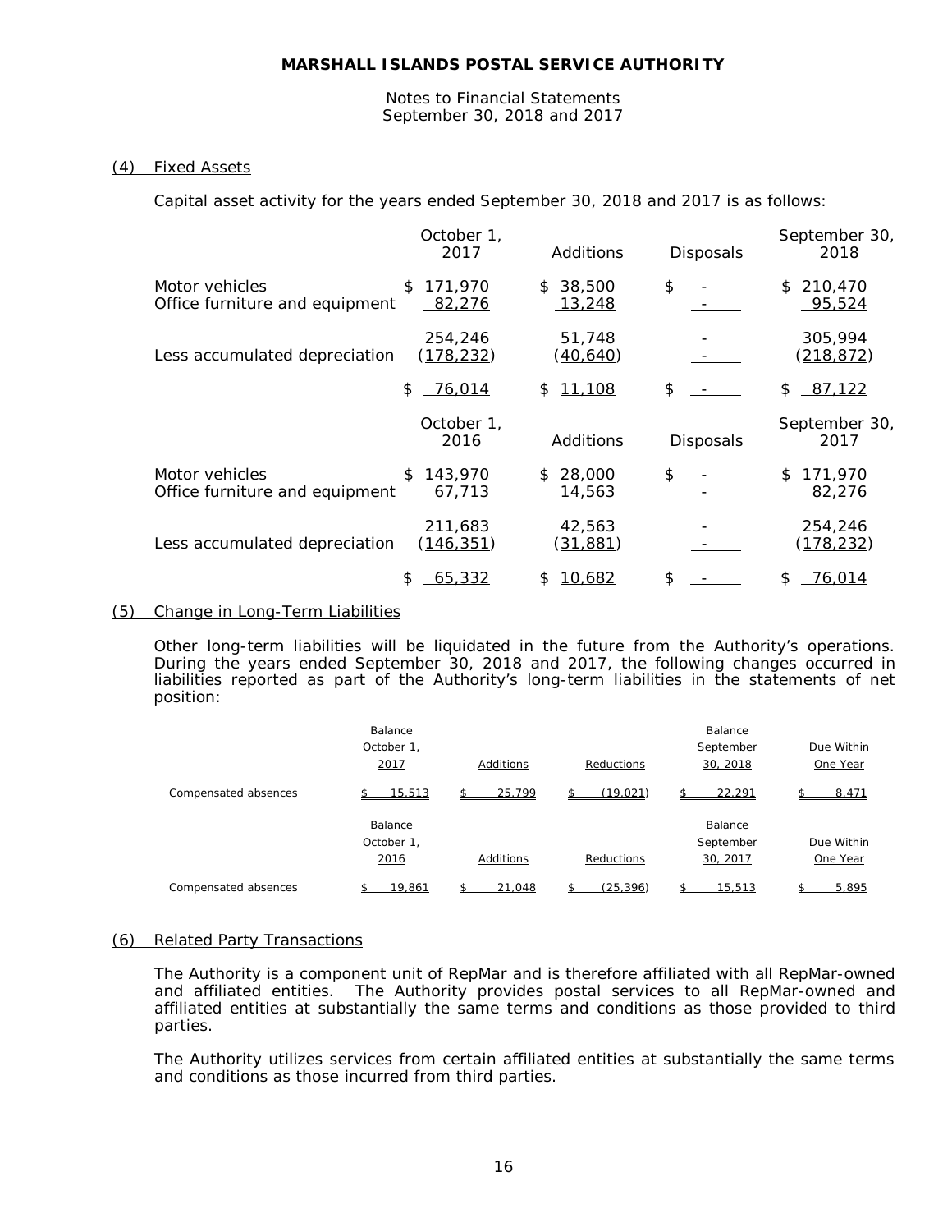**MARSHALL ISLANDS POSTAL SERVICE AUTHORITY**

Notes to Financial Statements
September 30, 2018 and 2017

## (4) Fixed Assets

Capital asset activity for the years ended September 30, 2018 and 2017 is as follows:

| | October 1, 2017 | Additions | Disposals | September 30, 2018 |
|---|---|---|---|---|
| Motor vehicles | $ 171,970 | $ 38,500 | $ - | $ 210,470 |
| Office furniture and equipment | 82,276 | 13,248 | - | 95,524 |
| | 254,246 | 51,748 | - | 305,994 |
| Less accumulated depreciation | (178,232) | (40,640) | - | (218,872) |
| | $ 76,014 | $ 11,108 | $ - | $ 87,122 |

| | October 1, 2016 | Additions | Disposals | September 30, 2017 |
|---|---|---|---|---|
| Motor vehicles | $ 143,970 | $ 28,000 | $ - | $ 171,970 |
| Office furniture and equipment | 67,713 | 14,563 | - | 82,276 |
| | 211,683 | 42,563 | - | 254,246 |
| Less accumulated depreciation | (146,351) | (31,881) | - | (178,232) |
| | $ 65,332 | $ 10,682 | $ - | $ 76,014 |

## (5) Change in Long-Term Liabilities

Other long-term liabilities will be liquidated in the future from the Authority's operations. During the years ended September 30, 2018 and 2017, the following changes occurred in liabilities reported as part of the Authority's long-term liabilities in the statements of net position:

| | Balance October 1, 2017 | Additions | Reductions | Balance September 30, 2018 | Due Within One Year |
|---|---|---|---|---|---|
| Compensated absences | $ 15,513 | $ 25,799 | $ (19,021) | $ 22,291 | $ 8,471 |

| | Balance October 1, 2016 | Additions | Reductions | Balance September 30, 2017 | Due Within One Year |
|---|---|---|---|---|---|
| Compensated absences | $ 19,861 | $ 21,048 | $ (25,396) | $ 15,513 | $ 5,895 |

## (6) Related Party Transactions

The Authority is a component unit of RepMar and is therefore affiliated with all RepMar-owned and affiliated entities. The Authority provides postal services to all RepMar-owned and affiliated entities at substantially the same terms and conditions as those provided to third parties.

The Authority utilizes services from certain affiliated entities at substantially the same terms and conditions as those incurred from third parties.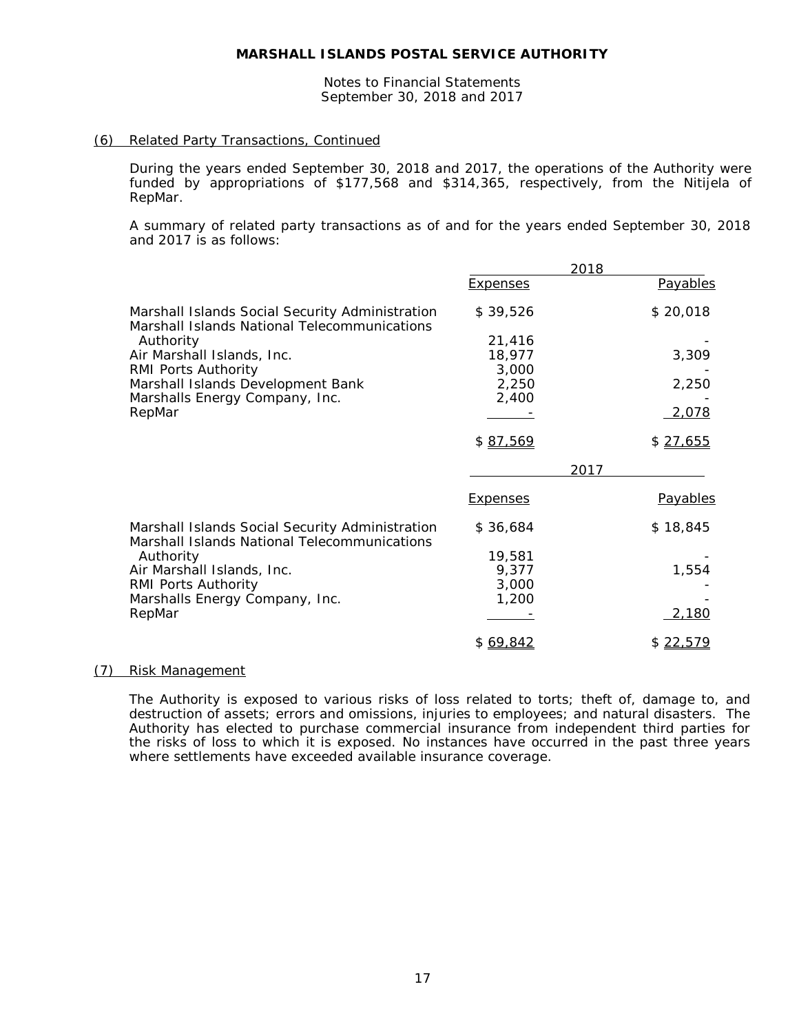MARSHALL ISLANDS POSTAL SERVICE AUTHORITY

Notes to Financial Statements
September 30, 2018 and 2017

## (6) Related Party Transactions, Continued

During the years ended September 30, 2018 and 2017, the operations of the Authority were funded by appropriations of $177,568 and $314,365, respectively, from the Nitijela of RepMar.

A summary of related party transactions as of and for the years ended September 30, 2018 and 2017 is as follows:

| | 2018 | |
|---|---|---|
| | Expenses | Payables |
| Marshall Islands Social Security Administration | $ 39,526 | $ 20,018 |
| Marshall Islands National Telecommunications Authority | 21,416 | - |
| Air Marshall Islands, Inc. | 18,977 | 3,309 |
| RMI Ports Authority | 3,000 | - |
| Marshall Islands Development Bank | 2,250 | 2,250 |
| Marshalls Energy Company, Inc. | 2,400 | - |
| RepMar | - | 2,078 |
| | $ 87,569 | $ 27,655 |
| | **2017** | |
| | Expenses | Payables |
| Marshall Islands Social Security Administration | $ 36,684 | $ 18,845 |
| Marshall Islands National Telecommunications Authority | 19,581 | - |
| Air Marshall Islands, Inc. | 9,377 | 1,554 |
| RMI Ports Authority | 3,000 | - |
| Marshalls Energy Company, Inc. | 1,200 | - |
| RepMar | - | 2,180 |
| | $ 69,842 | $ 22,579 |

## (7) Risk Management

The Authority is exposed to various risks of loss related to torts; theft of, damage to, and destruction of assets; errors and omissions, injuries to employees; and natural disasters. The Authority has elected to purchase commercial insurance from independent third parties for the risks of loss to which it is exposed. No instances have occurred in the past three years where settlements have exceeded available insurance coverage.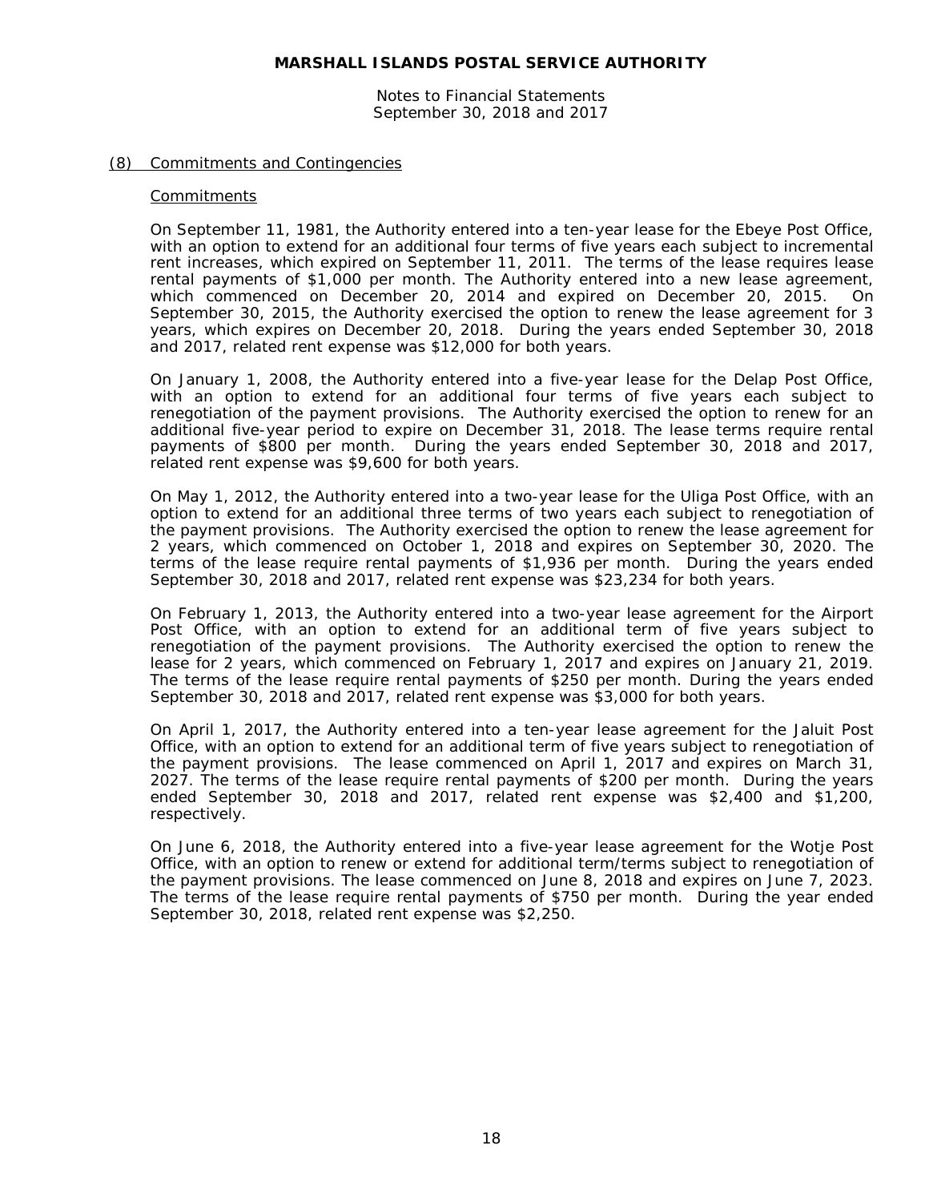## (8) Commitments and Contingencies

### Commitments

On September 11, 1981, the Authority entered into a ten-year lease for the Ebeye Post Office, with an option to extend for an additional four terms of five years each subject to incremental rent increases, which expired on September 11, 2011. The terms of the lease requires lease rental payments of $1,000 per month. The Authority entered into a new lease agreement, which commenced on December 20, 2014 and expired on December 20, 2015. On September 30, 2015, the Authority exercised the option to renew the lease agreement for 3 years, which expires on December 20, 2018. During the years ended September 30, 2018 and 2017, related rent expense was $12,000 for both years.

On January 1, 2008, the Authority entered into a five-year lease for the Delap Post Office, with an option to extend for an additional four terms of five years each subject to renegotiation of the payment provisions. The Authority exercised the option to renew for an additional five-year period to expire on December 31, 2018. The lease terms require rental payments of $800 per month. During the years ended September 30, 2018 and 2017, related rent expense was $9,600 for both years.

On May 1, 2012, the Authority entered into a two-year lease for the Uliga Post Office, with an option to extend for an additional three terms of two years each subject to renegotiation of the payment provisions. The Authority exercised the option to renew the lease agreement for 2 years, which commenced on October 1, 2018 and expires on September 30, 2020. The terms of the lease require rental payments of $1,936 per month. During the years ended September 30, 2018 and 2017, related rent expense was $23,234 for both years.

On February 1, 2013, the Authority entered into a two-year lease agreement for the Airport Post Office, with an option to extend for an additional term of five years subject to renegotiation of the payment provisions. The Authority exercised the option to renew the lease for 2 years, which commenced on February 1, 2017 and expires on January 21, 2019. The terms of the lease require rental payments of $250 per month. During the years ended September 30, 2018 and 2017, related rent expense was $3,000 for both years.

On April 1, 2017, the Authority entered into a ten-year lease agreement for the Jaluit Post Office, with an option to extend for an additional term of five years subject to renegotiation of the payment provisions. The lease commenced on April 1, 2017 and expires on March 31, 2027. The terms of the lease require rental payments of $200 per month. During the years ended September 30, 2018 and 2017, related rent expense was $2,400 and $1,200, respectively.

On June 6, 2018, the Authority entered into a five-year lease agreement for the Wotje Post Office, with an option to renew or extend for additional term/terms subject to renegotiation of the payment provisions. The lease commenced on June 8, 2018 and expires on June 7, 2023. The terms of the lease require rental payments of $750 per month. During the year ended September 30, 2018, related rent expense was $2,250.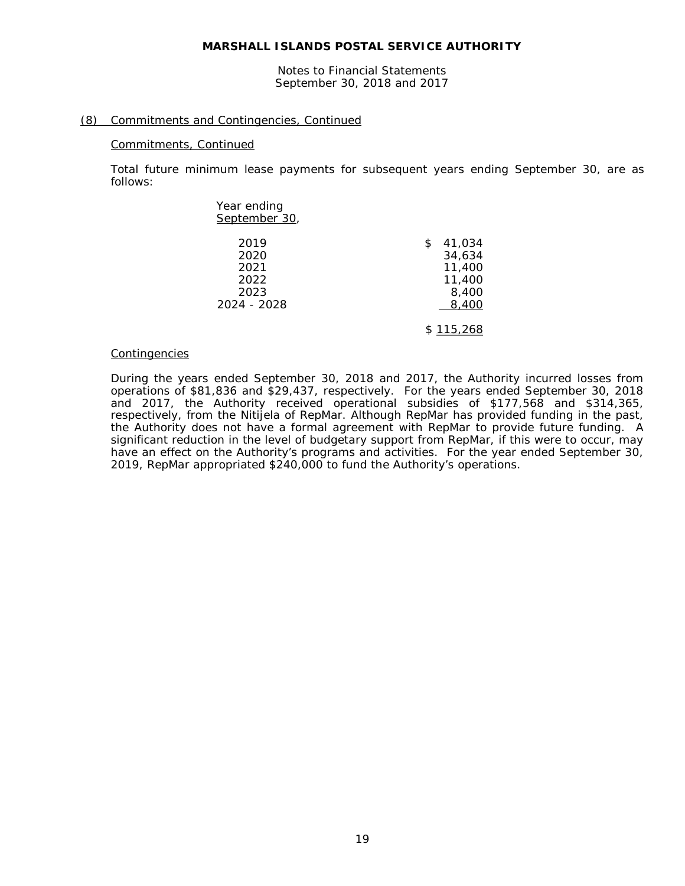## (8) Commitments and Contingencies, Continued

### Commitments, Continued

Total future minimum lease payments for subsequent years ending September 30, are as follows:

| Year ending September 30, | |
|---|---|
| 2019 | $ 41,034 |
| 2020 | 34,634 |
| 2021 | 11,400 |
| 2022 | 11,400 |
| 2023 | 8,400 |
| 2024 - 2028 | 8,400 |
| | $ 115,268 |

### Contingencies

During the years ended September 30, 2018 and 2017, the Authority incurred losses from operations of $81,836 and $29,437, respectively. For the years ended September 30, 2018 and 2017, the Authority received operational subsidies of $177,568 and $314,365, respectively, from the Nitijela of RepMar. Although RepMar has provided funding in the past, the Authority does not have a formal agreement with RepMar to provide future funding. A significant reduction in the level of budgetary support from RepMar, if this were to occur, may have an effect on the Authority's programs and activities. For the year ended September 30, 2019, RepMar appropriated $240,000 to fund the Authority's operations.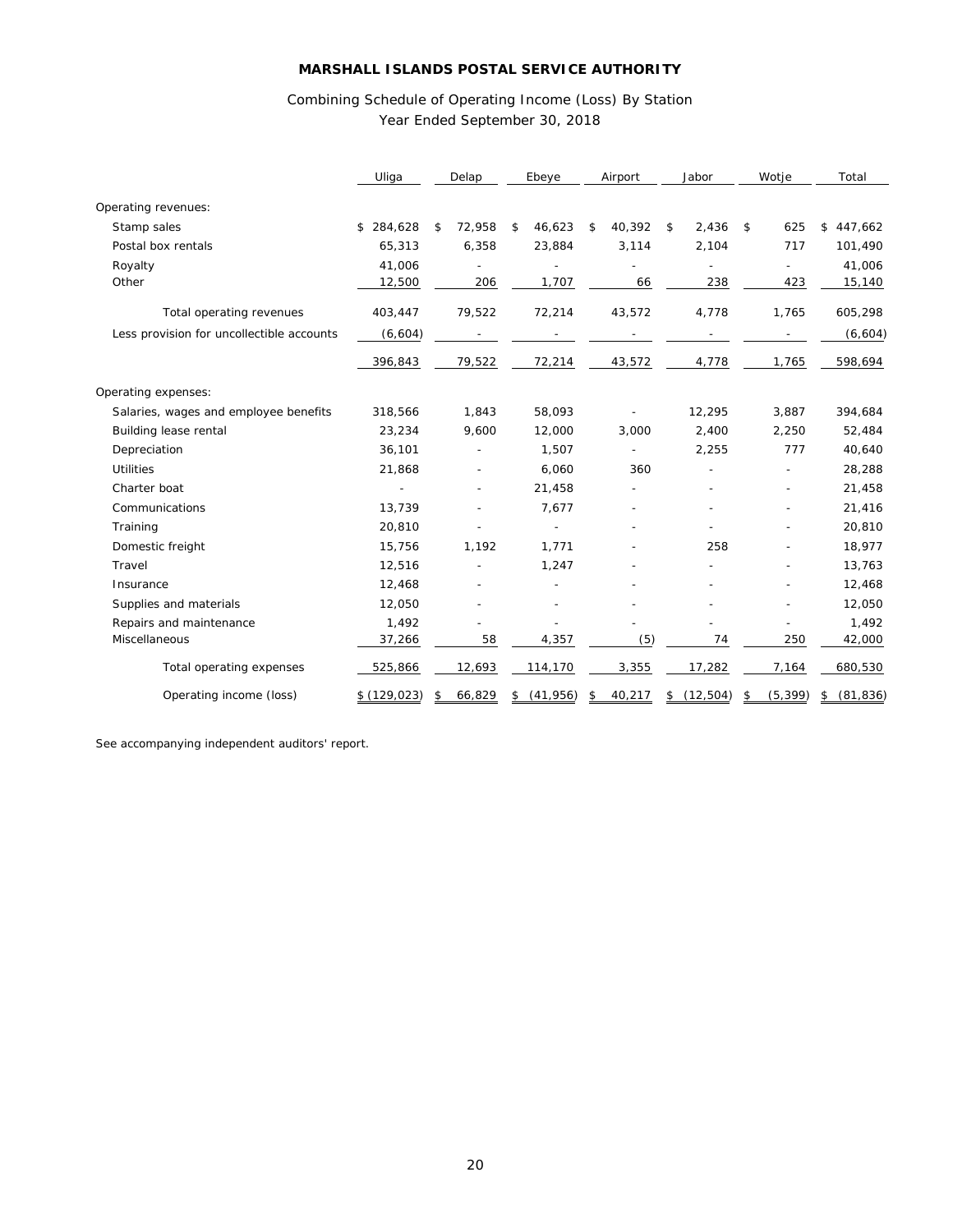**MARSHALL ISLANDS POSTAL SERVICE AUTHORITY**

Combining Schedule of Operating Income (Loss) By Station
Year Ended September 30, 2018

| | Uliga | Delap | Ebeye | Airport | Jabor | Wotje | Total |
|---|---|---|---|---|---|---|---|
| Operating revenues: | | | | | | | |
| Stamp sales | $ 284,628 | $ 72,958 | $ 46,623 | $ 40,392 | $ 2,436 | $ 625 | $ 447,662 |
| Postal box rentals | 65,313 | 6,358 | 23,884 | 3,114 | 2,104 | 717 | 101,490 |
| Royalty | 41,006 | - | - | - | - | - | 41,006 |
| Other | 12,500 | 206 | 1,707 | 66 | 238 | 423 | 15,140 |
| Total operating revenues | 403,447 | 79,522 | 72,214 | 43,572 | 4,778 | 1,765 | 605,298 |
| Less provision for uncollectible accounts | (6,604) | - | - | - | - | - | (6,604) |
| | 396,843 | 79,522 | 72,214 | 43,572 | 4,778 | 1,765 | 598,694 |
| Operating expenses: | | | | | | | |
| Salaries, wages and employee benefits | 318,566 | 1,843 | 58,093 | - | 12,295 | 3,887 | 394,684 |
| Building lease rental | 23,234 | 9,600 | 12,000 | 3,000 | 2,400 | 2,250 | 52,484 |
| Depreciation | 36,101 | - | 1,507 | - | 2,255 | 777 | 40,640 |
| Utilities | 21,868 | - | 6,060 | 360 | - | - | 28,288 |
| Charter boat | - | - | 21,458 | - | - | - | 21,458 |
| Communications | 13,739 | - | 7,677 | - | - | - | 21,416 |
| Training | 20,810 | - | - | - | - | - | 20,810 |
| Domestic freight | 15,756 | 1,192 | 1,771 | - | 258 | - | 18,977 |
| Travel | 12,516 | - | 1,247 | - | - | - | 13,763 |
| Insurance | 12,468 | - | - | - | - | - | 12,468 |
| Supplies and materials | 12,050 | - | - | - | - | - | 12,050 |
| Repairs and maintenance | 1,492 | - | - | - | - | - | 1,492 |
| Miscellaneous | 37,266 | 58 | 4,357 | (5) | 74 | 250 | 42,000 |
| Total operating expenses | 525,866 | 12,693 | 114,170 | 3,355 | 17,282 | 7,164 | 680,530 |
| Operating income (loss) | $ (129,023) | $ 66,829 | $ (41,956) | $ 40,217 | $ (12,504) | $ (5,399) | $ (81,836) |

See accompanying independent auditors' report.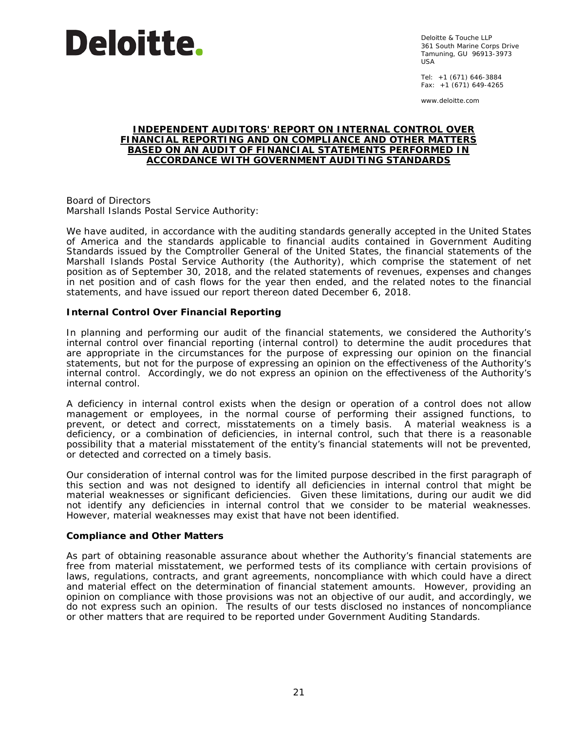Deloitte.

Deloitte & Touche LLP
361 South Marine Corps Drive
Tamuning, GU 96913-3973
USA

Tel: +1 (671) 646-3884
Fax: +1 (671) 649-4265

www.deloitte.com

## INDEPENDENT AUDITORS' REPORT ON INTERNAL CONTROL OVER FINANCIAL REPORTING AND ON COMPLIANCE AND OTHER MATTERS BASED ON AN AUDIT OF FINANCIAL STATEMENTS PERFORMED IN ACCORDANCE WITH GOVERNMENT AUDITING STANDARDS

Board of Directors
Marshall Islands Postal Service Authority:

We have audited, in accordance with the auditing standards generally accepted in the United States of America and the standards applicable to financial audits contained in Government Auditing Standards issued by the Comptroller General of the United States, the financial statements of the Marshall Islands Postal Service Authority (the Authority), which comprise the statement of net position as of September 30, 2018, and the related statements of revenues, expenses and changes in net position and of cash flows for the year then ended, and the related notes to the financial statements, and have issued our report thereon dated December 6, 2018.

### Internal Control Over Financial Reporting

In planning and performing our audit of the financial statements, we considered the Authority's internal control over financial reporting (internal control) to determine the audit procedures that are appropriate in the circumstances for the purpose of expressing our opinion on the financial statements, but not for the purpose of expressing an opinion on the effectiveness of the Authority's internal control. Accordingly, we do not express an opinion on the effectiveness of the Authority's internal control.

A deficiency in internal control exists when the design or operation of a control does not allow management or employees, in the normal course of performing their assigned functions, to prevent, or detect and correct, misstatements on a timely basis. A material weakness is a deficiency, or a combination of deficiencies, in internal control, such that there is a reasonable possibility that a material misstatement of the entity's financial statements will not be prevented, or detected and corrected on a timely basis.

Our consideration of internal control was for the limited purpose described in the first paragraph of this section and was not designed to identify all deficiencies in internal control that might be material weaknesses or significant deficiencies. Given these limitations, during our audit we did not identify any deficiencies in internal control that we consider to be material weaknesses. However, material weaknesses may exist that have not been identified.

### Compliance and Other Matters

As part of obtaining reasonable assurance about whether the Authority's financial statements are free from material misstatement, we performed tests of its compliance with certain provisions of laws, regulations, contracts, and grant agreements, noncompliance with which could have a direct and material effect on the determination of financial statement amounts. However, providing an opinion on compliance with those provisions was not an objective of our audit, and accordingly, we do not express such an opinion. The results of our tests disclosed no instances of noncompliance or other matters that are required to be reported under Government Auditing Standards.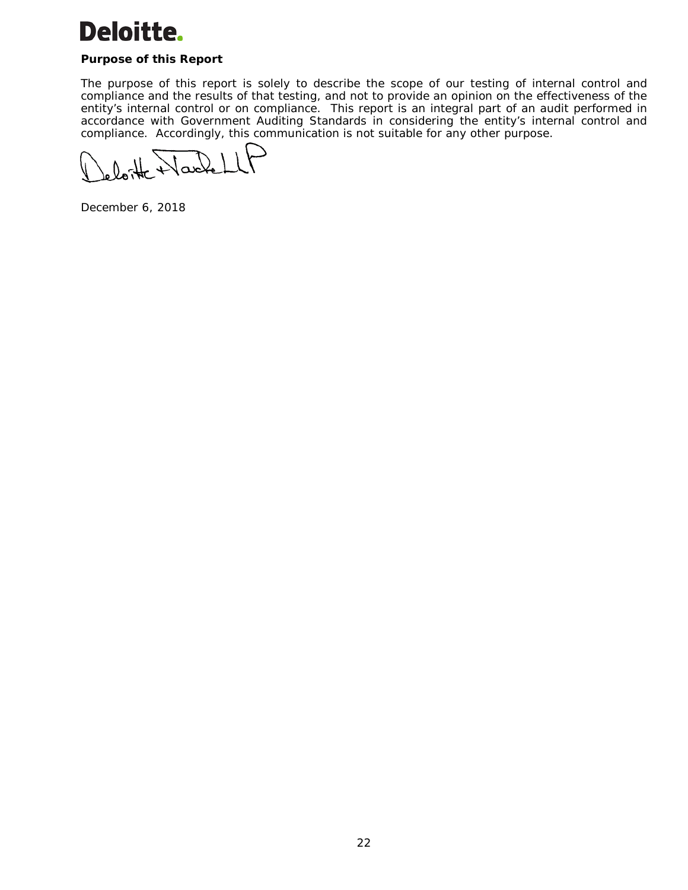**Deloitte.**

**Purpose of this Report**

The purpose of this report is solely to describe the scope of our testing of internal control and compliance and the results of that testing, and not to provide an opinion on the effectiveness of the entity's internal control or on compliance. This report is an integral part of an audit performed in accordance with Government Auditing Standards in considering the entity's internal control and compliance. Accordingly, this communication is not suitable for any other purpose.

Deloitte & Touche LLP

December 6, 2018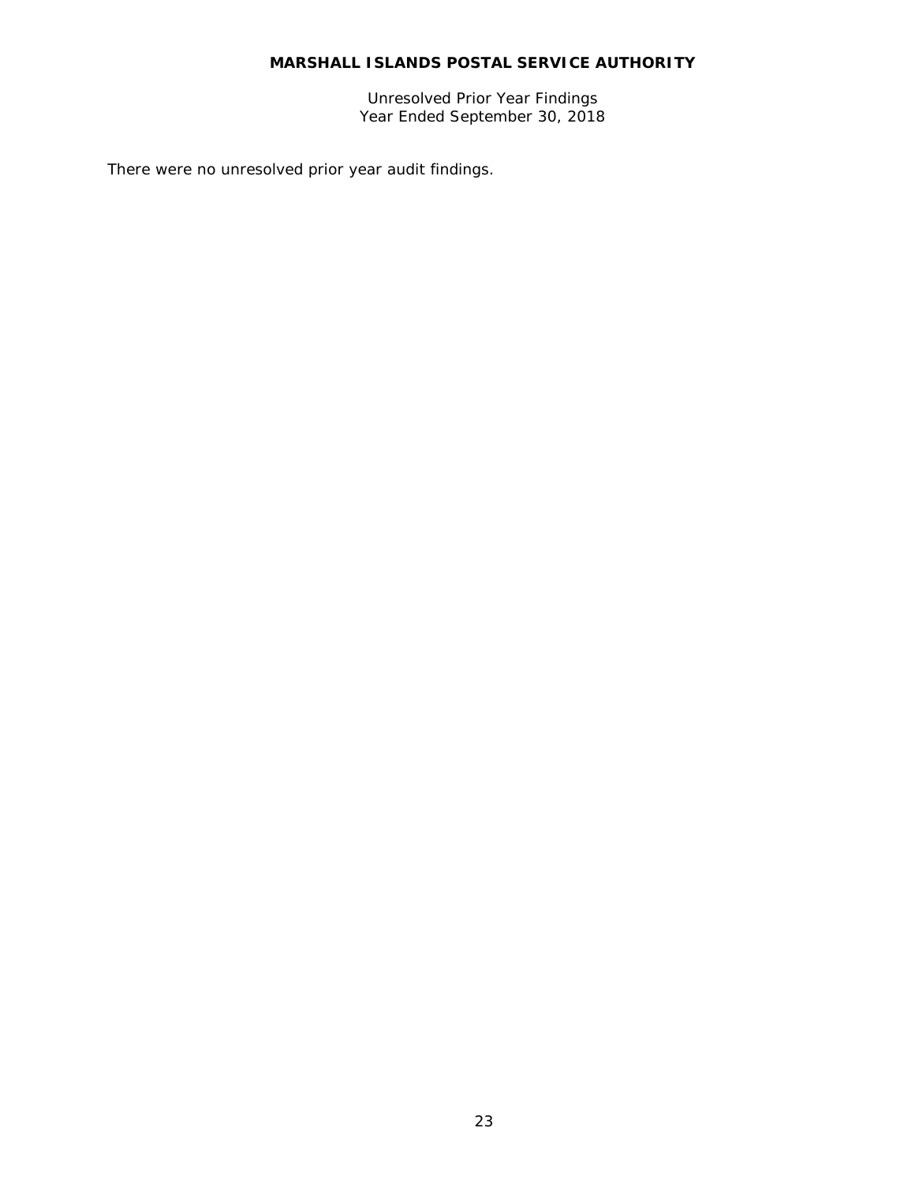# MARSHALL ISLANDS POSTAL SERVICE AUTHORITY

Unresolved Prior Year Findings
Year Ended September 30, 2018

There were no unresolved prior year audit findings.